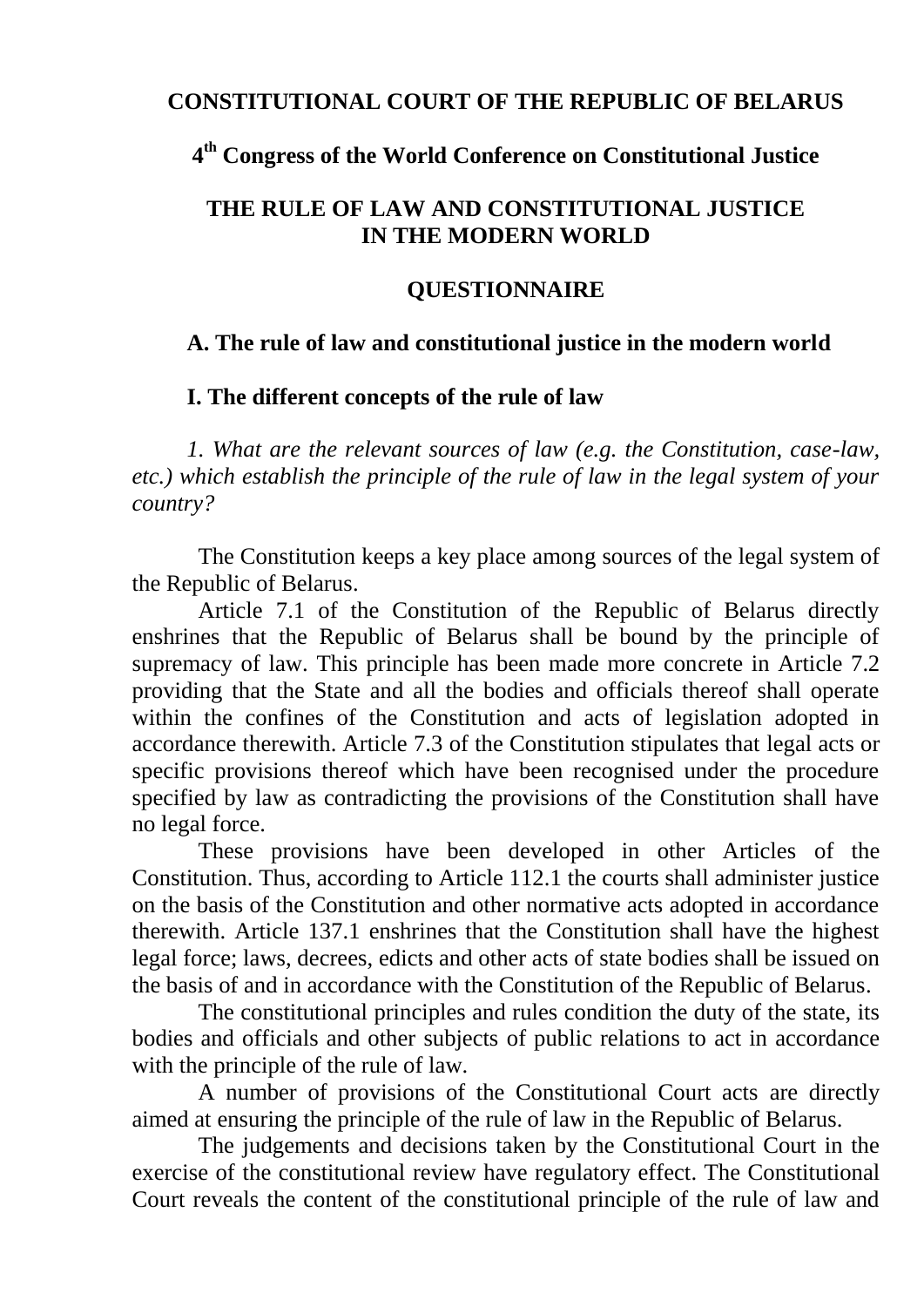# CONSTITUTIONAL COURT OF THE REPUBLIC OF BELARUS

## 4th Congress of the World Conference on Constitutional Justice

## THE RULE OF LAW AND CONSTITUTIONAL JUSTICE IN THE MODERN WORLD

## QUESTIONNAIRE

### A. The rule of law and constitutional justice in the modern world

### I. The different concepts of the rule of law

*1. What are the relevant sources of law (e.g. the Constitution, case-law, etc.) which establish the principle of the rule of law in the legal system of your country?*

The Constitution keeps a key place among sources of the legal system of the Republic of Belarus.

Article 7.1 of the Constitution of the Republic of Belarus directly enshrines that the Republic of Belarus shall be bound by the principle of supremacy of law. This principle has been made more concrete in Article 7.2 providing that the State and all the bodies and officials thereof shall operate within the confines of the Constitution and acts of legislation adopted in accordance therewith. Article 7.3 of the Constitution stipulates that legal acts or specific provisions thereof which have been recognised under the procedure specified by law as contradicting the provisions of the Constitution shall have no legal force.

These provisions have been developed in other Articles of the Constitution. Thus, according to Article 112.1 the courts shall administer justice on the basis of the Constitution and other normative acts adopted in accordance therewith. Article 137.1 enshrines that the Constitution shall have the highest legal force; laws, decrees, edicts and other acts of state bodies shall be issued on the basis of and in accordance with the Constitution of the Republic of Belarus.

The constitutional principles and rules condition the duty of the state, its bodies and officials and other subjects of public relations to act in accordance with the principle of the rule of law.

A number of provisions of the Constitutional Court acts are directly aimed at ensuring the principle of the rule of law in the Republic of Belarus.

The judgements and decisions taken by the Constitutional Court in the exercise of the constitutional review have regulatory effect. The Constitutional Court reveals the content of the constitutional principle of the rule of law and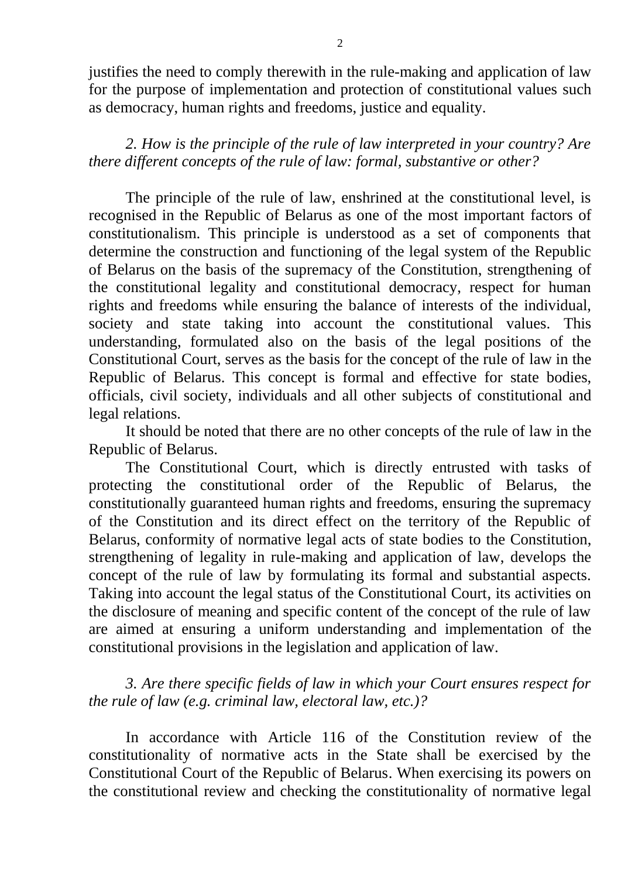justifies the need to comply therewith in the rule-making and application of law for the purpose of implementation and protection of constitutional values such as democracy, human rights and freedoms, justice and equality.

*2. How is the principle of the rule of law interpreted in your country? Are there different concepts of the rule of law: formal, substantive or other?*

The principle of the rule of law, enshrined at the constitutional level, is recognised in the Republic of Belarus as one of the most important factors of constitutionalism. This principle is understood as a set of components that determine the construction and functioning of the legal system of the Republic of Belarus on the basis of the supremacy of the Constitution, strengthening of the constitutional legality and constitutional democracy, respect for human rights and freedoms while ensuring the balance of interests of the individual, society and state taking into account the constitutional values. This understanding, formulated also on the basis of the legal positions of the Constitutional Court, serves as the basis for the concept of the rule of law in the Republic of Belarus. This concept is formal and effective for state bodies, officials, civil society, individuals and all other subjects of constitutional and legal relations.

It should be noted that there are no other concepts of the rule of law in the Republic of Belarus.

The Constitutional Court, which is directly entrusted with tasks of protecting the constitutional order of the Republic of Belarus, the constitutionally guaranteed human rights and freedoms, ensuring the supremacy of the Constitution and its direct effect on the territory of the Republic of Belarus, conformity of normative legal acts of state bodies to the Constitution, strengthening of legality in rule-making and application of law, develops the concept of the rule of law by formulating its formal and substantial aspects. Taking into account the legal status of the Constitutional Court, its activities on the disclosure of meaning and specific content of the concept of the rule of law are aimed at ensuring a uniform understanding and implementation of the constitutional provisions in the legislation and application of law.

*3. Are there specific fields of law in which your Court ensures respect for the rule of law (e.g. criminal law, electoral law, etc.)?*

In accordance with Article 116 of the Constitution review of the constitutionality of normative acts in the State shall be exercised by the Constitutional Court of the Republic of Belarus. When exercising its powers on the constitutional review and checking the constitutionality of normative legal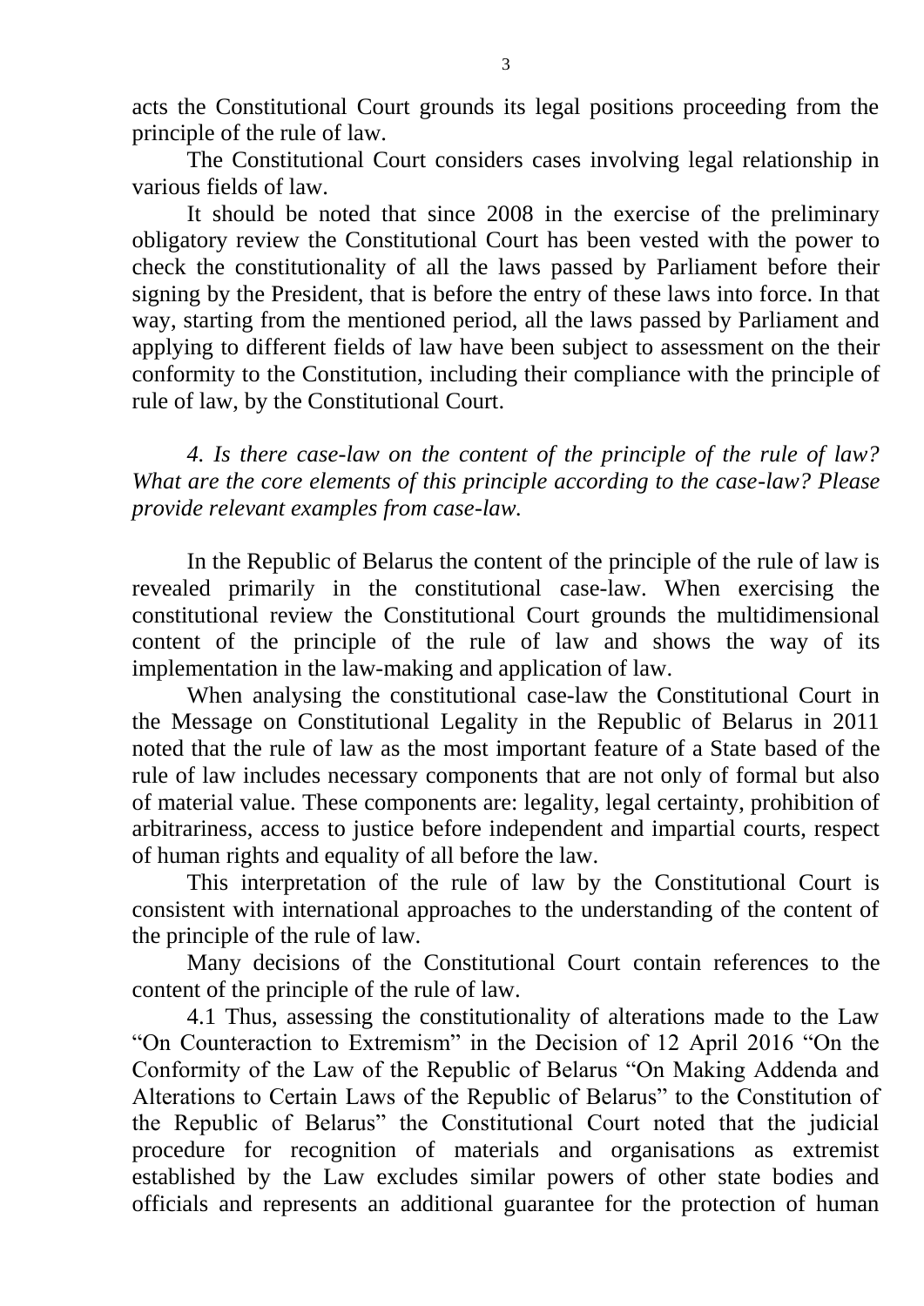acts the Constitutional Court grounds its legal positions proceeding from the principle of the rule of law.

The Constitutional Court considers cases involving legal relationship in various fields of law.

It should be noted that since 2008 in the exercise of the preliminary obligatory review the Constitutional Court has been vested with the power to check the constitutionality of all the laws passed by Parliament before their signing by the President, that is before the entry of these laws into force. In that way, starting from the mentioned period, all the laws passed by Parliament and applying to different fields of law have been subject to assessment on the their conformity to the Constitution, including their compliance with the principle of rule of law, by the Constitutional Court.

*4. Is there case-law on the content of the principle of the rule of law? What are the core elements of this principle according to the case-law? Please provide relevant examples from case-law.*

In the Republic of Belarus the content of the principle of the rule of law is revealed primarily in the constitutional case-law. When exercising the constitutional review the Constitutional Court grounds the multidimensional content of the principle of the rule of law and shows the way of its implementation in the law-making and application of law.

When analysing the constitutional case-law the Constitutional Court in the Message on Constitutional Legality in the Republic of Belarus in 2011 noted that the rule of law as the most important feature of a State based of the rule of law includes necessary components that are not only of formal but also of material value. These components are: legality, legal certainty, prohibition of arbitrariness, access to justice before independent and impartial courts, respect of human rights and equality of all before the law.

This interpretation of the rule of law by the Constitutional Court is consistent with international approaches to the understanding of the content of the principle of the rule of law.

Many decisions of the Constitutional Court contain references to the content of the principle of the rule of law.

4.1 Thus, assessing the constitutionality of alterations made to the Law "On Counteraction to Extremism" in the Decision of 12 April 2016 "On the Conformity of the Law of the Republic of Belarus "On Making Addenda and Alterations to Certain Laws of the Republic of Belarus" to the Constitution of the Republic of Belarus" the Constitutional Court noted that the judicial procedure for recognition of materials and organisations as extremist established by the Law excludes similar powers of other state bodies and officials and represents an additional guarantee for the protection of human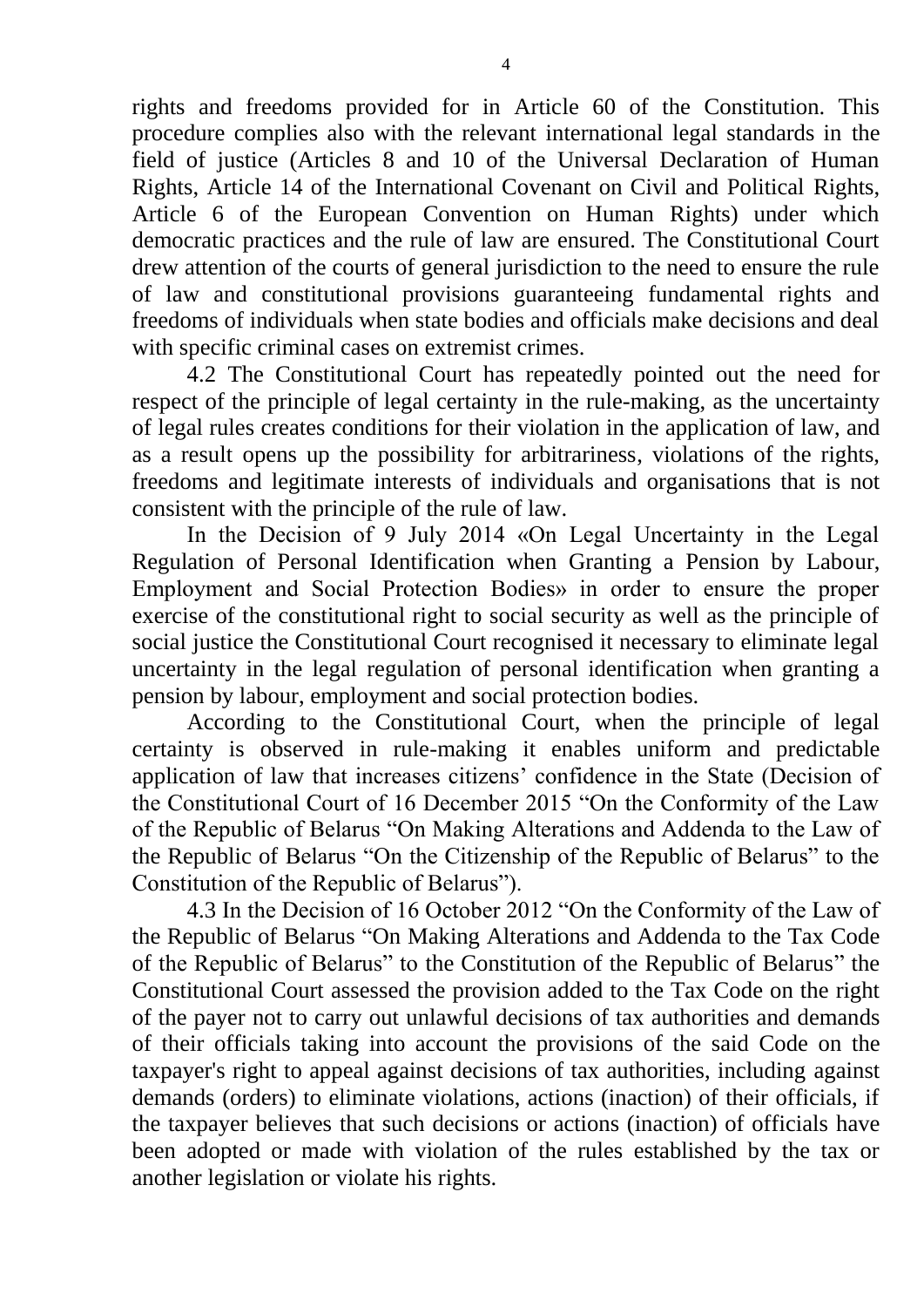rights and freedoms provided for in Article 60 of the Constitution. This procedure complies also with the relevant international legal standards in the field of justice (Articles 8 and 10 of the Universal Declaration of Human Rights, Article 14 of the International Covenant on Civil and Political Rights, Article 6 of the European Convention on Human Rights) under which democratic practices and the rule of law are ensured. The Constitutional Court drew attention of the courts of general jurisdiction to the need to ensure the rule of law and constitutional provisions guaranteeing fundamental rights and freedoms of individuals when state bodies and officials make decisions and deal with specific criminal cases on extremist crimes.

4.2 The Constitutional Court has repeatedly pointed out the need for respect of the principle of legal certainty in the rule-making, as the uncertainty of legal rules creates conditions for their violation in the application of law, and as a result opens up the possibility for arbitrariness, violations of the rights, freedoms and legitimate interests of individuals and organisations that is not consistent with the principle of the rule of law.

In the Decision of 9 July 2014 «On Legal Uncertainty in the Legal Regulation of Personal Identification when Granting a Pension by Labour, Employment and Social Protection Bodies» in order to ensure the proper exercise of the constitutional right to social security as well as the principle of social justice the Constitutional Court recognised it necessary to eliminate legal uncertainty in the legal regulation of personal identification when granting a pension by labour, employment and social protection bodies.

According to the Constitutional Court, when the principle of legal certainty is observed in rule-making it enables uniform and predictable application of law that increases citizens' confidence in the State (Decision of the Constitutional Court of 16 December 2015 "On the Conformity of the Law of the Republic of Belarus "On Making Alterations and Addenda to the Law of the Republic of Belarus "On the Citizenship of the Republic of Belarus" to the Constitution of the Republic of Belarus").

4.3 In the Decision of 16 October 2012 "On the Conformity of the Law of the Republic of Belarus "On Making Alterations and Addenda to the Tax Code of the Republic of Belarus" to the Constitution of the Republic of Belarus" the Constitutional Court assessed the provision added to the Tax Code on the right of the payer not to carry out unlawful decisions of tax authorities and demands of their officials taking into account the provisions of the said Code on the taxpayer's right to appeal against decisions of tax authorities, including against demands (orders) to eliminate violations, actions (inaction) of their officials, if the taxpayer believes that such decisions or actions (inaction) of officials have been adopted or made with violation of the rules established by the tax or another legislation or violate his rights.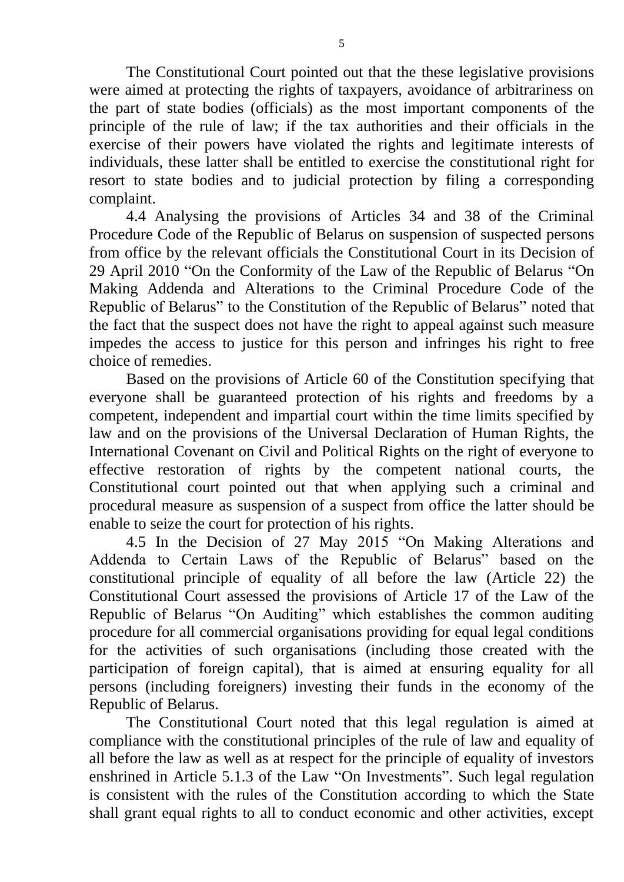The Constitutional Court pointed out that the these legislative provisions were aimed at protecting the rights of taxpayers, avoidance of arbitrariness on the part of state bodies (officials) as the most important components of the principle of the rule of law; if the tax authorities and their officials in the exercise of their powers have violated the rights and legitimate interests of individuals, these latter shall be entitled to exercise the constitutional right for resort to state bodies and to judicial protection by filing a corresponding complaint.

4.4 Analysing the provisions of Articles 34 and 38 of the Criminal Procedure Code of the Republic of Belarus on suspension of suspected persons from office by the relevant officials the Constitutional Court in its Decision of 29 April 2010 "On the Conformity of the Law of the Republic of Belarus "On Making Addenda and Alterations to the Criminal Procedure Code of the Republic of Belarus" to the Constitution of the Republic of Belarus" noted that the fact that the suspect does not have the right to appeal against such measure impedes the access to justice for this person and infringes his right to free choice of remedies.

Based on the provisions of Article 60 of the Constitution specifying that everyone shall be guaranteed protection of his rights and freedoms by a competent, independent and impartial court within the time limits specified by law and on the provisions of the Universal Declaration of Human Rights, the International Covenant on Civil and Political Rights on the right of everyone to effective restoration of rights by the competent national courts, the Constitutional court pointed out that when applying such a criminal and procedural measure as suspension of a suspect from office the latter should be enable to seize the court for protection of his rights.

4.5 In the Decision of 27 May 2015 "On Making Alterations and Addenda to Certain Laws of the Republic of Belarus" based on the constitutional principle of equality of all before the law (Article 22) the Constitutional Court assessed the provisions of Article 17 of the Law of the Republic of Belarus "On Auditing" which establishes the common auditing procedure for all commercial organisations providing for equal legal conditions for the activities of such organisations (including those created with the participation of foreign capital), that is aimed at ensuring equality for all persons (including foreigners) investing their funds in the economy of the Republic of Belarus.

The Constitutional Court noted that this legal regulation is aimed at compliance with the constitutional principles of the rule of law and equality of all before the law as well as at respect for the principle of equality of investors enshrined in Article 5.1.3 of the Law "On Investments". Such legal regulation is consistent with the rules of the Constitution according to which the State shall grant equal rights to all to conduct economic and other activities, except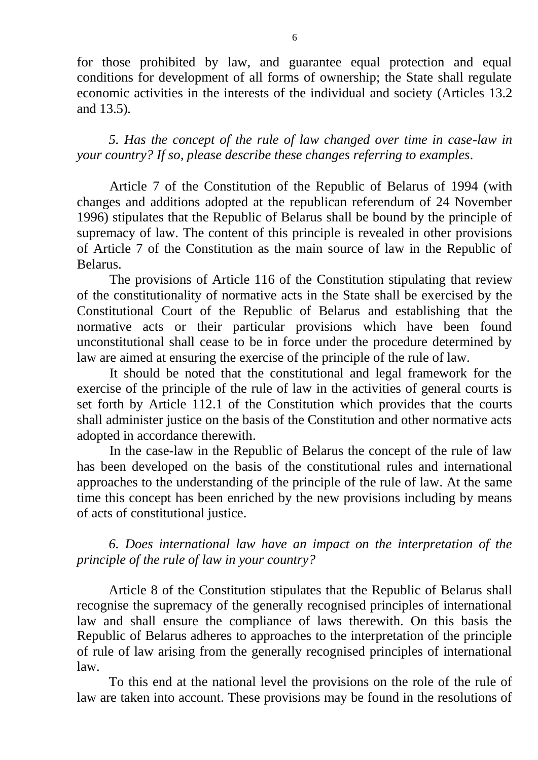for those prohibited by law, and guarantee equal protection and equal conditions for development of all forms of ownership; the State shall regulate economic activities in the interests of the individual and society (Articles 13.2 and 13.5).

*5. Has the concept of the rule of law changed over time in case-law in your country? If so, please describe these changes referring to examples.*

Article 7 of the Constitution of the Republic of Belarus of 1994 (with changes and additions adopted at the republican referendum of 24 November 1996) stipulates that the Republic of Belarus shall be bound by the principle of supremacy of law. The content of this principle is revealed in other provisions of Article 7 of the Constitution as the main source of law in the Republic of Belarus.

The provisions of Article 116 of the Constitution stipulating that review of the constitutionality of normative acts in the State shall be exercised by the Constitutional Court of the Republic of Belarus and establishing that the normative acts or their particular provisions which have been found unconstitutional shall cease to be in force under the procedure determined by law are aimed at ensuring the exercise of the principle of the rule of law.

It should be noted that the constitutional and legal framework for the exercise of the principle of the rule of law in the activities of general courts is set forth by Article 112.1 of the Constitution which provides that the courts shall administer justice on the basis of the Constitution and other normative acts adopted in accordance therewith.

In the case-law in the Republic of Belarus the concept of the rule of law has been developed on the basis of the constitutional rules and international approaches to the understanding of the principle of the rule of law. At the same time this concept has been enriched by the new provisions including by means of acts of constitutional justice.

*6. Does international law have an impact on the interpretation of the principle of the rule of law in your country?*

Article 8 of the Constitution stipulates that the Republic of Belarus shall recognise the supremacy of the generally recognised principles of international law and shall ensure the compliance of laws therewith. On this basis the Republic of Belarus adheres to approaches to the interpretation of the principle of rule of law arising from the generally recognised principles of international law.

To this end at the national level the provisions on the role of the rule of law are taken into account. These provisions may be found in the resolutions of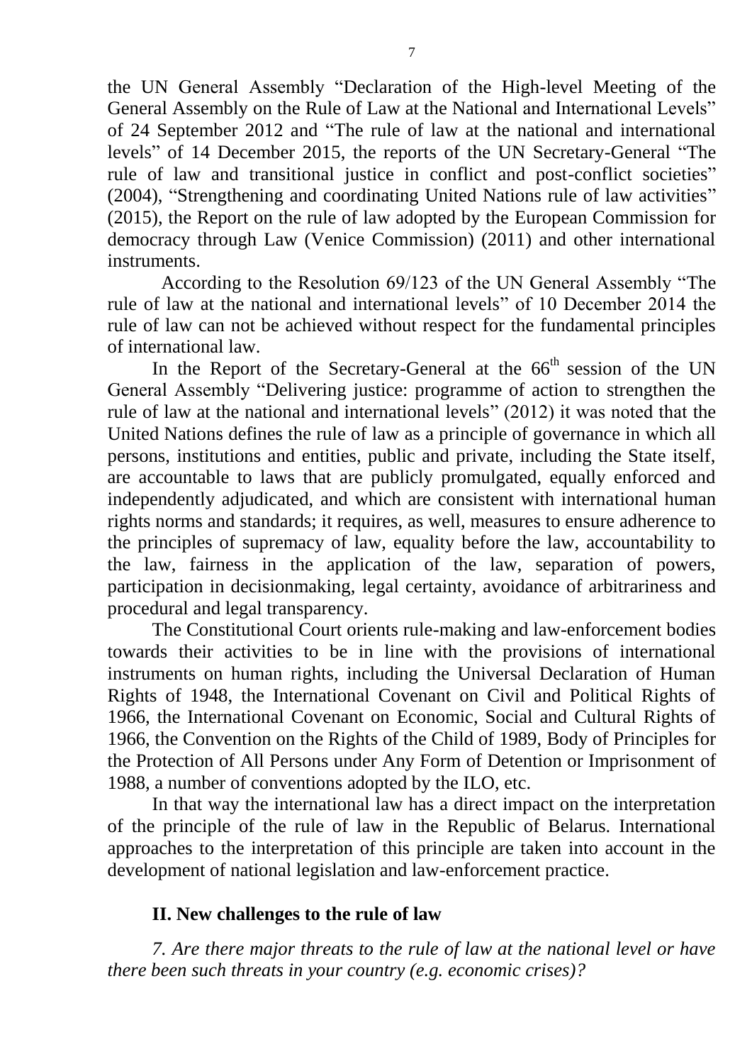the UN General Assembly "Declaration of the High-level Meeting of the General Assembly on the Rule of Law at the National and International Levels" of 24 September 2012 and "The rule of law at the national and international levels" of 14 December 2015, the reports of the UN Secretary-General "The rule of law and transitional justice in conflict and post-conflict societies" (2004), "Strengthening and coordinating United Nations rule of law activities" (2015), the Report on the rule of law adopted by the European Commission for democracy through Law (Venice Commission) (2011) and other international instruments.

According to the Resolution 69/123 of the UN General Assembly "The rule of law at the national and international levels" of 10 December 2014 the rule of law can not be achieved without respect for the fundamental principles of international law.

In the Report of the Secretary-General at the 66th session of the UN General Assembly "Delivering justice: programme of action to strengthen the rule of law at the national and international levels" (2012) it was noted that the United Nations defines the rule of law as a principle of governance in which all persons, institutions and entities, public and private, including the State itself, are accountable to laws that are publicly promulgated, equally enforced and independently adjudicated, and which are consistent with international human rights norms and standards; it requires, as well, measures to ensure adherence to the principles of supremacy of law, equality before the law, accountability to the law, fairness in the application of the law, separation of powers, participation in decisionmaking, legal certainty, avoidance of arbitrariness and procedural and legal transparency.

The Constitutional Court orients rule-making and law-enforcement bodies towards their activities to be in line with the provisions of international instruments on human rights, including the Universal Declaration of Human Rights of 1948, the International Covenant on Civil and Political Rights of 1966, the International Covenant on Economic, Social and Cultural Rights of 1966, the Convention on the Rights of the Child of 1989, Body of Principles for the Protection of All Persons under Any Form of Detention or Imprisonment of 1988, a number of conventions adopted by the ILO, etc.

In that way the international law has a direct impact on the interpretation of the principle of the rule of law in the Republic of Belarus. International approaches to the interpretation of this principle are taken into account in the development of national legislation and law-enforcement practice.

## II. New challenges to the rule of law

*7. Are there major threats to the rule of law at the national level or have there been such threats in your country (e.g. economic crises)?*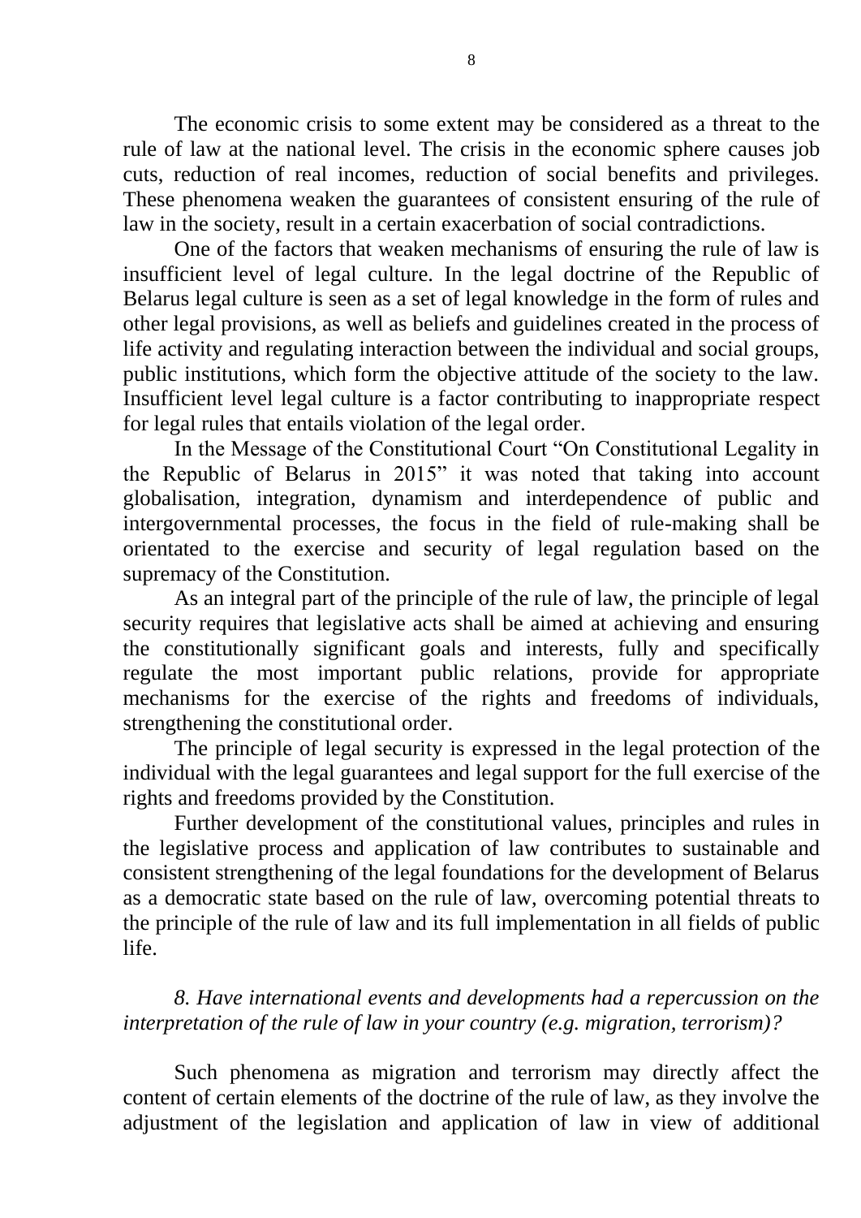The economic crisis to some extent may be considered as a threat to the rule of law at the national level. The crisis in the economic sphere causes job cuts, reduction of real incomes, reduction of social benefits and privileges. These phenomena weaken the guarantees of consistent ensuring of the rule of law in the society, result in a certain exacerbation of social contradictions.

One of the factors that weaken mechanisms of ensuring the rule of law is insufficient level of legal culture. In the legal doctrine of the Republic of Belarus legal culture is seen as a set of legal knowledge in the form of rules and other legal provisions, as well as beliefs and guidelines created in the process of life activity and regulating interaction between the individual and social groups, public institutions, which form the objective attitude of the society to the law. Insufficient level legal culture is a factor contributing to inappropriate respect for legal rules that entails violation of the legal order.

In the Message of the Constitutional Court "On Constitutional Legality in the Republic of Belarus in 2015" it was noted that taking into account globalisation, integration, dynamism and interdependence of public and intergovernmental processes, the focus in the field of rule-making shall be orientated to the exercise and security of legal regulation based on the supremacy of the Constitution.

As an integral part of the principle of the rule of law, the principle of legal security requires that legislative acts shall be aimed at achieving and ensuring the constitutionally significant goals and interests, fully and specifically regulate the most important public relations, provide for appropriate mechanisms for the exercise of the rights and freedoms of individuals, strengthening the constitutional order.

The principle of legal security is expressed in the legal protection of the individual with the legal guarantees and legal support for the full exercise of the rights and freedoms provided by the Constitution.

Further development of the constitutional values, principles and rules in the legislative process and application of law contributes to sustainable and consistent strengthening of the legal foundations for the development of Belarus as a democratic state based on the rule of law, overcoming potential threats to the principle of the rule of law and its full implementation in all fields of public life.

*8. Have international events and developments had a repercussion on the interpretation of the rule of law in your country (e.g. migration, terrorism)?*

Such phenomena as migration and terrorism may directly affect the content of certain elements of the doctrine of the rule of law, as they involve the adjustment of the legislation and application of law in view of additional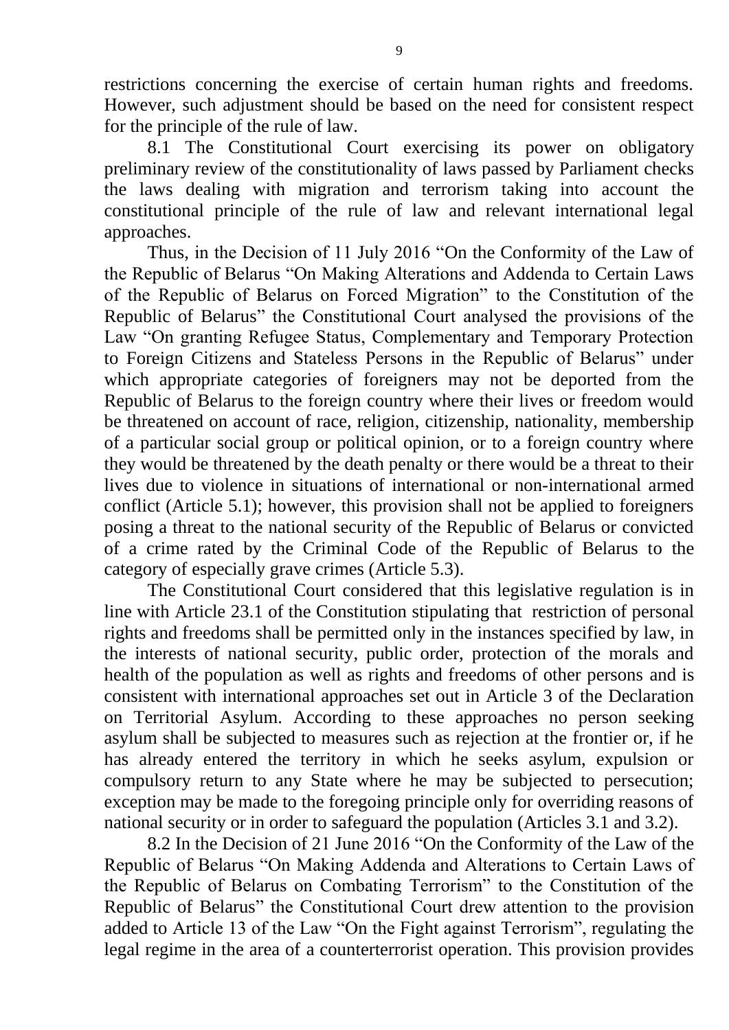restrictions concerning the exercise of certain human rights and freedoms. However, such adjustment should be based on the need for consistent respect for the principle of the rule of law.

8.1 The Constitutional Court exercising its power on obligatory preliminary review of the constitutionality of laws passed by Parliament checks the laws dealing with migration and terrorism taking into account the constitutional principle of the rule of law and relevant international legal approaches.

Thus, in the Decision of 11 July 2016 "On the Conformity of the Law of the Republic of Belarus "On Making Alterations and Addenda to Certain Laws of the Republic of Belarus on Forced Migration" to the Constitution of the Republic of Belarus" the Constitutional Court analysed the provisions of the Law "On granting Refugee Status, Complementary and Temporary Protection to Foreign Citizens and Stateless Persons in the Republic of Belarus" under which appropriate categories of foreigners may not be deported from the Republic of Belarus to the foreign country where their lives or freedom would be threatened on account of race, religion, citizenship, nationality, membership of a particular social group or political opinion, or to a foreign country where they would be threatened by the death penalty or there would be a threat to their lives due to violence in situations of international or non-international armed conflict (Article 5.1); however, this provision shall not be applied to foreigners posing a threat to the national security of the Republic of Belarus or convicted of a crime rated by the Criminal Code of the Republic of Belarus to the category of especially grave crimes (Article 5.3).

The Constitutional Court considered that this legislative regulation is in line with Article 23.1 of the Constitution stipulating that restriction of personal rights and freedoms shall be permitted only in the instances specified by law, in the interests of national security, public order, protection of the morals and health of the population as well as rights and freedoms of other persons and is consistent with international approaches set out in Article 3 of the Declaration on Territorial Asylum. According to these approaches no person seeking asylum shall be subjected to measures such as rejection at the frontier or, if he has already entered the territory in which he seeks asylum, expulsion or compulsory return to any State where he may be subjected to persecution; exception may be made to the foregoing principle only for overriding reasons of national security or in order to safeguard the population (Articles 3.1 and 3.2).

8.2 In the Decision of 21 June 2016 "On the Conformity of the Law of the Republic of Belarus "On Making Addenda and Alterations to Certain Laws of the Republic of Belarus on Combating Terrorism" to the Constitution of the Republic of Belarus" the Constitutional Court drew attention to the provision added to Article 13 of the Law "On the Fight against Terrorism", regulating the legal regime in the area of a counterterrorist operation. This provision provides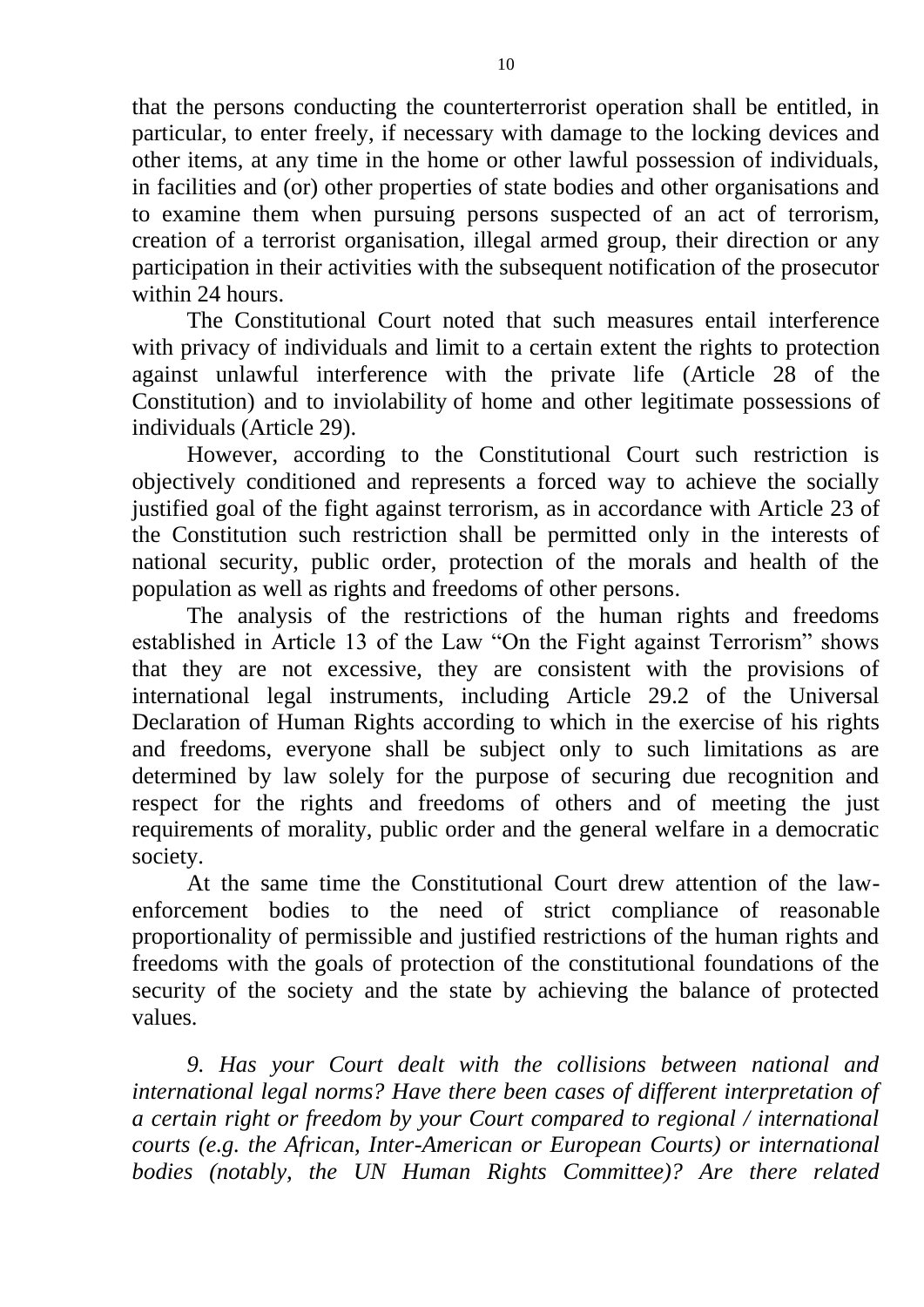that the persons conducting the counterterrorist operation shall be entitled, in particular, to enter freely, if necessary with damage to the locking devices and other items, at any time in the home or other lawful possession of individuals, in facilities and (or) other properties of state bodies and other organisations and to examine them when pursuing persons suspected of an act of terrorism, creation of a terrorist organisation, illegal armed group, their direction or any participation in their activities with the subsequent notification of the prosecutor within 24 hours.

The Constitutional Court noted that such measures entail interference with privacy of individuals and limit to a certain extent the rights to protection against unlawful interference with the private life (Article 28 of the Constitution) and to inviolability of home and other legitimate possessions of individuals (Article 29).

However, according to the Constitutional Court such restriction is objectively conditioned and represents a forced way to achieve the socially justified goal of the fight against terrorism, as in accordance with Article 23 of the Constitution such restriction shall be permitted only in the interests of national security, public order, protection of the morals and health of the population as well as rights and freedoms of other persons.

The analysis of the restrictions of the human rights and freedoms established in Article 13 of the Law "On the Fight against Terrorism" shows that they are not excessive, they are consistent with the provisions of international legal instruments, including Article 29.2 of the Universal Declaration of Human Rights according to which in the exercise of his rights and freedoms, everyone shall be subject only to such limitations as are determined by law solely for the purpose of securing due recognition and respect for the rights and freedoms of others and of meeting the just requirements of morality, public order and the general welfare in a democratic society.

At the same time the Constitutional Court drew attention of the law-enforcement bodies to the need of strict compliance of reasonable proportionality of permissible and justified restrictions of the human rights and freedoms with the goals of protection of the constitutional foundations of the security of the society and the state by achieving the balance of protected values.

*9. Has your Court dealt with the collisions between national and international legal norms? Have there been cases of different interpretation of a certain right or freedom by your Court compared to regional / international courts (e.g. the African, Inter-American or European Courts) or international bodies (notably, the UN Human Rights Committee)? Are there related*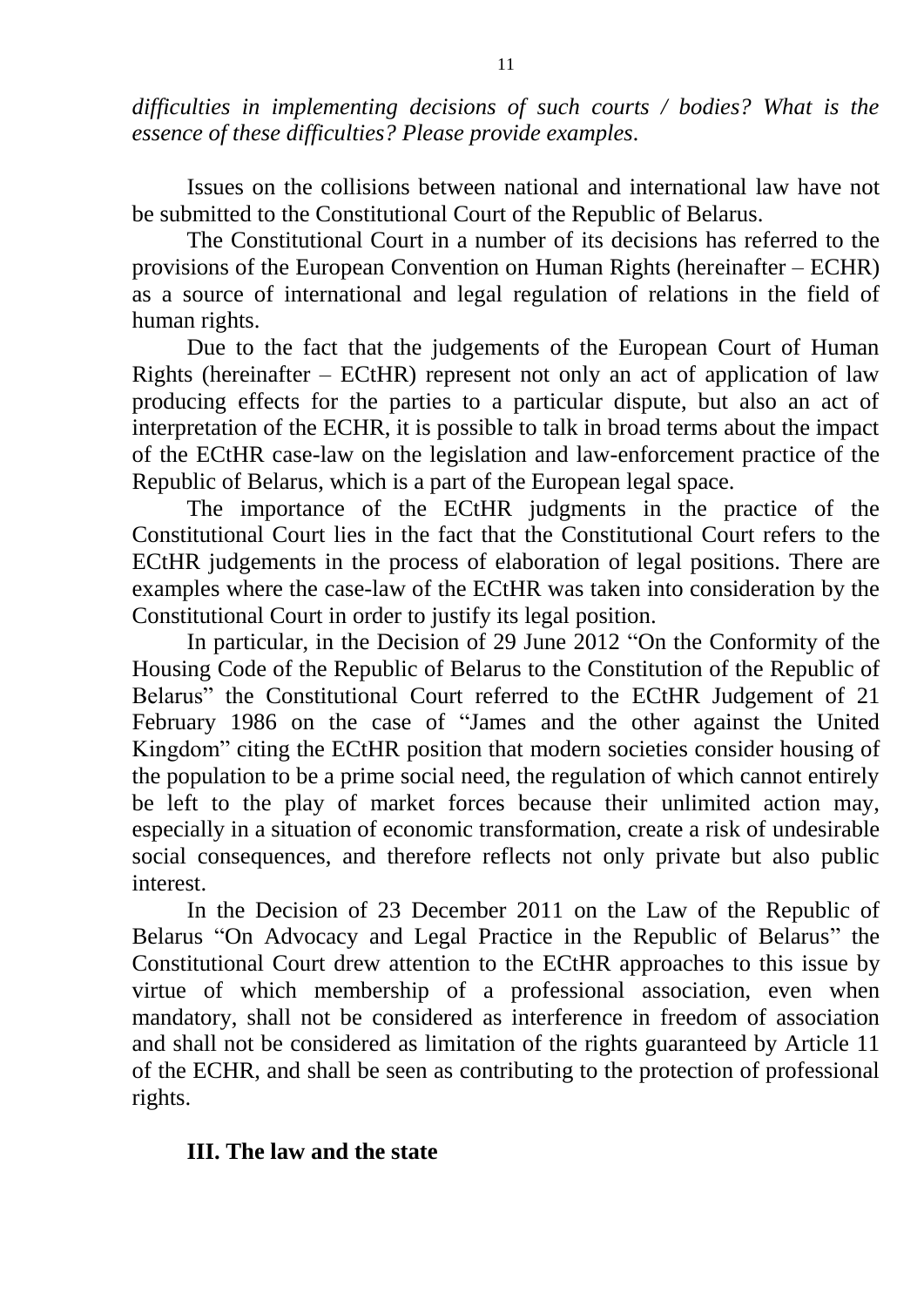*difficulties in implementing decisions of such courts / bodies? What is the essence of these difficulties? Please provide examples.*

Issues on the collisions between national and international law have not be submitted to the Constitutional Court of the Republic of Belarus.

The Constitutional Court in a number of its decisions has referred to the provisions of the European Convention on Human Rights (hereinafter – ECHR) as a source of international and legal regulation of relations in the field of human rights.

Due to the fact that the judgements of the European Court of Human Rights (hereinafter – ECtHR) represent not only an act of application of law producing effects for the parties to a particular dispute, but also an act of interpretation of the ECHR, it is possible to talk in broad terms about the impact of the ECtHR case-law on the legislation and law-enforcement practice of the Republic of Belarus, which is a part of the European legal space.

The importance of the ECtHR judgments in the practice of the Constitutional Court lies in the fact that the Constitutional Court refers to the ECtHR judgements in the process of elaboration of legal positions. There are examples where the case-law of the ECtHR was taken into consideration by the Constitutional Court in order to justify its legal position.

In particular, in the Decision of 29 June 2012 "On the Conformity of the Housing Code of the Republic of Belarus to the Constitution of the Republic of Belarus" the Constitutional Court referred to the ECtHR Judgement of 21 February 1986 on the case of "James and the other against the United Kingdom" citing the ECtHR position that modern societies consider housing of the population to be a prime social need, the regulation of which cannot entirely be left to the play of market forces because their unlimited action may, especially in a situation of economic transformation, create a risk of undesirable social consequences, and therefore reflects not only private but also public interest.

In the Decision of 23 December 2011 on the Law of the Republic of Belarus "On Advocacy and Legal Practice in the Republic of Belarus" the Constitutional Court drew attention to the ECtHR approaches to this issue by virtue of which membership of a professional association, even when mandatory, shall not be considered as interference in freedom of association and shall not be considered as limitation of the rights guaranteed by Article 11 of the ECHR, and shall be seen as contributing to the protection of professional rights.

## III. The law and the state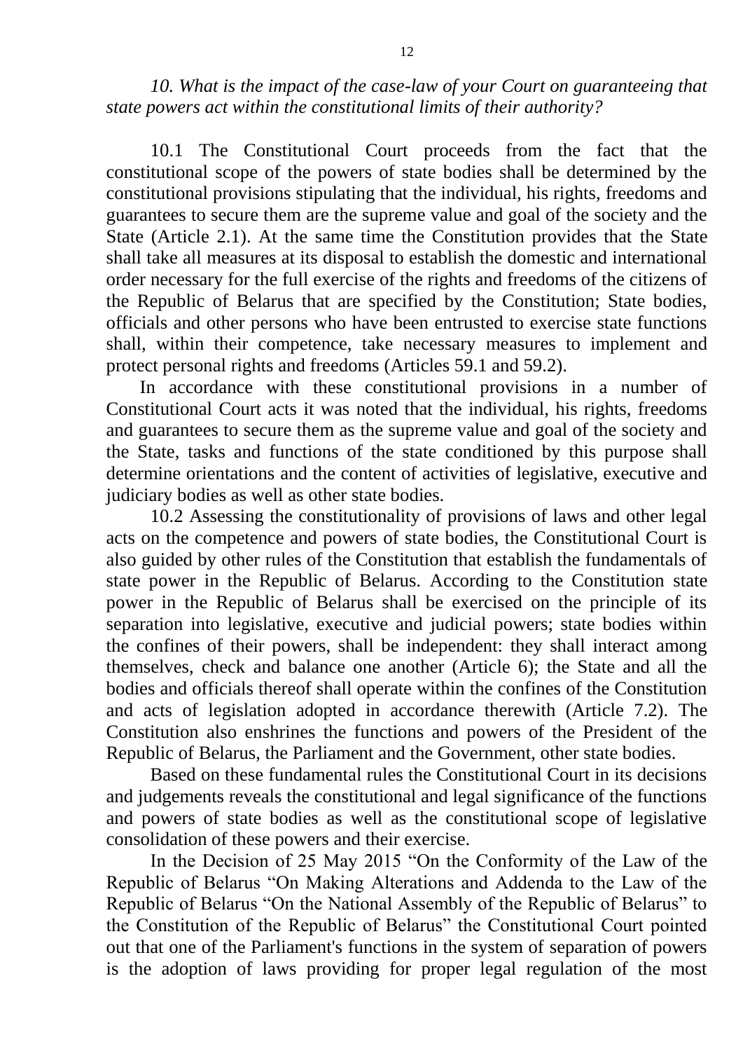*10. What is the impact of the case-law of your Court on guaranteeing that state powers act within the constitutional limits of their authority?*

10.1 The Constitutional Court proceeds from the fact that the constitutional scope of the powers of state bodies shall be determined by the constitutional provisions stipulating that the individual, his rights, freedoms and guarantees to secure them are the supreme value and goal of the society and the State (Article 2.1). At the same time the Constitution provides that the State shall take all measures at its disposal to establish the domestic and international order necessary for the full exercise of the rights and freedoms of the citizens of the Republic of Belarus that are specified by the Constitution; State bodies, officials and other persons who have been entrusted to exercise state functions shall, within their competence, take necessary measures to implement and protect personal rights and freedoms (Articles 59.1 and 59.2).

In accordance with these constitutional provisions in a number of Constitutional Court acts it was noted that the individual, his rights, freedoms and guarantees to secure them as the supreme value and goal of the society and the State, tasks and functions of the state conditioned by this purpose shall determine orientations and the content of activities of legislative, executive and judiciary bodies as well as other state bodies.

10.2 Assessing the constitutionality of provisions of laws and other legal acts on the competence and powers of state bodies, the Constitutional Court is also guided by other rules of the Constitution that establish the fundamentals of state power in the Republic of Belarus. According to the Constitution state power in the Republic of Belarus shall be exercised on the principle of its separation into legislative, executive and judicial powers; state bodies within the confines of their powers, shall be independent: they shall interact among themselves, check and balance one another (Article 6); the State and all the bodies and officials thereof shall operate within the confines of the Constitution and acts of legislation adopted in accordance therewith (Article 7.2). The Constitution also enshrines the functions and powers of the President of the Republic of Belarus, the Parliament and the Government, other state bodies.

Based on these fundamental rules the Constitutional Court in its decisions and judgements reveals the constitutional and legal significance of the functions and powers of state bodies as well as the constitutional scope of legislative consolidation of these powers and their exercise.

In the Decision of 25 May 2015 "On the Conformity of the Law of the Republic of Belarus "On Making Alterations and Addenda to the Law of the Republic of Belarus "On the National Assembly of the Republic of Belarus" to the Constitution of the Republic of Belarus" the Constitutional Court pointed out that one of the Parliament's functions in the system of separation of powers is the adoption of laws providing for proper legal regulation of the most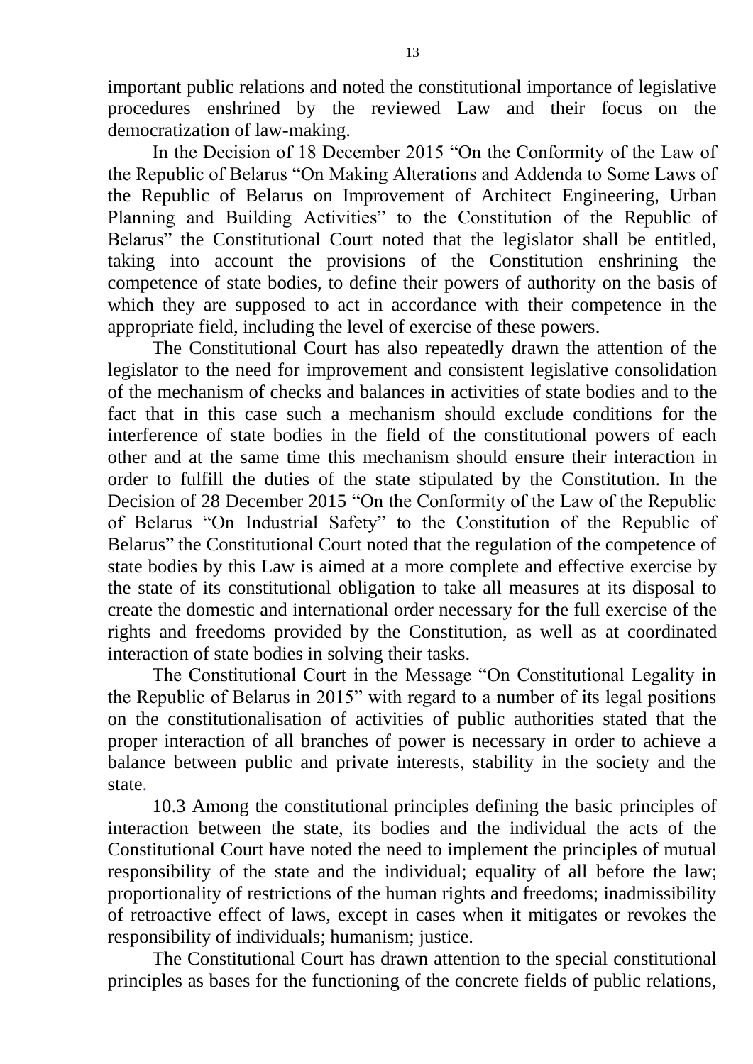important public relations and noted the constitutional importance of legislative procedures enshrined by the reviewed Law and their focus on the democratization of law-making.

In the Decision of 18 December 2015 "On the Conformity of the Law of the Republic of Belarus "On Making Alterations and Addenda to Some Laws of the Republic of Belarus on Improvement of Architect Engineering, Urban Planning and Building Activities" to the Constitution of the Republic of Belarus" the Constitutional Court noted that the legislator shall be entitled, taking into account the provisions of the Constitution enshrining the competence of state bodies, to define their powers of authority on the basis of which they are supposed to act in accordance with their competence in the appropriate field, including the level of exercise of these powers.

The Constitutional Court has also repeatedly drawn the attention of the legislator to the need for improvement and consistent legislative consolidation of the mechanism of checks and balances in activities of state bodies and to the fact that in this case such a mechanism should exclude conditions for the interference of state bodies in the field of the constitutional powers of each other and at the same time this mechanism should ensure their interaction in order to fulfill the duties of the state stipulated by the Constitution. In the Decision of 28 December 2015 "On the Conformity of the Law of the Republic of Belarus "On Industrial Safety" to the Constitution of the Republic of Belarus" the Constitutional Court noted that the regulation of the competence of state bodies by this Law is aimed at a more complete and effective exercise by the state of its constitutional obligation to take all measures at its disposal to create the domestic and international order necessary for the full exercise of the rights and freedoms provided by the Constitution, as well as at coordinated interaction of state bodies in solving their tasks.

The Constitutional Court in the Message "On Constitutional Legality in the Republic of Belarus in 2015" with regard to a number of its legal positions on the constitutionalisation of activities of public authorities stated that the proper interaction of all branches of power is necessary in order to achieve a balance between public and private interests, stability in the society and the state.

10.3 Among the constitutional principles defining the basic principles of interaction between the state, its bodies and the individual the acts of the Constitutional Court have noted the need to implement the principles of mutual responsibility of the state and the individual; equality of all before the law; proportionality of restrictions of the human rights and freedoms; inadmissibility of retroactive effect of laws, except in cases when it mitigates or revokes the responsibility of individuals; humanism; justice.

The Constitutional Court has drawn attention to the special constitutional principles as bases for the functioning of the concrete fields of public relations,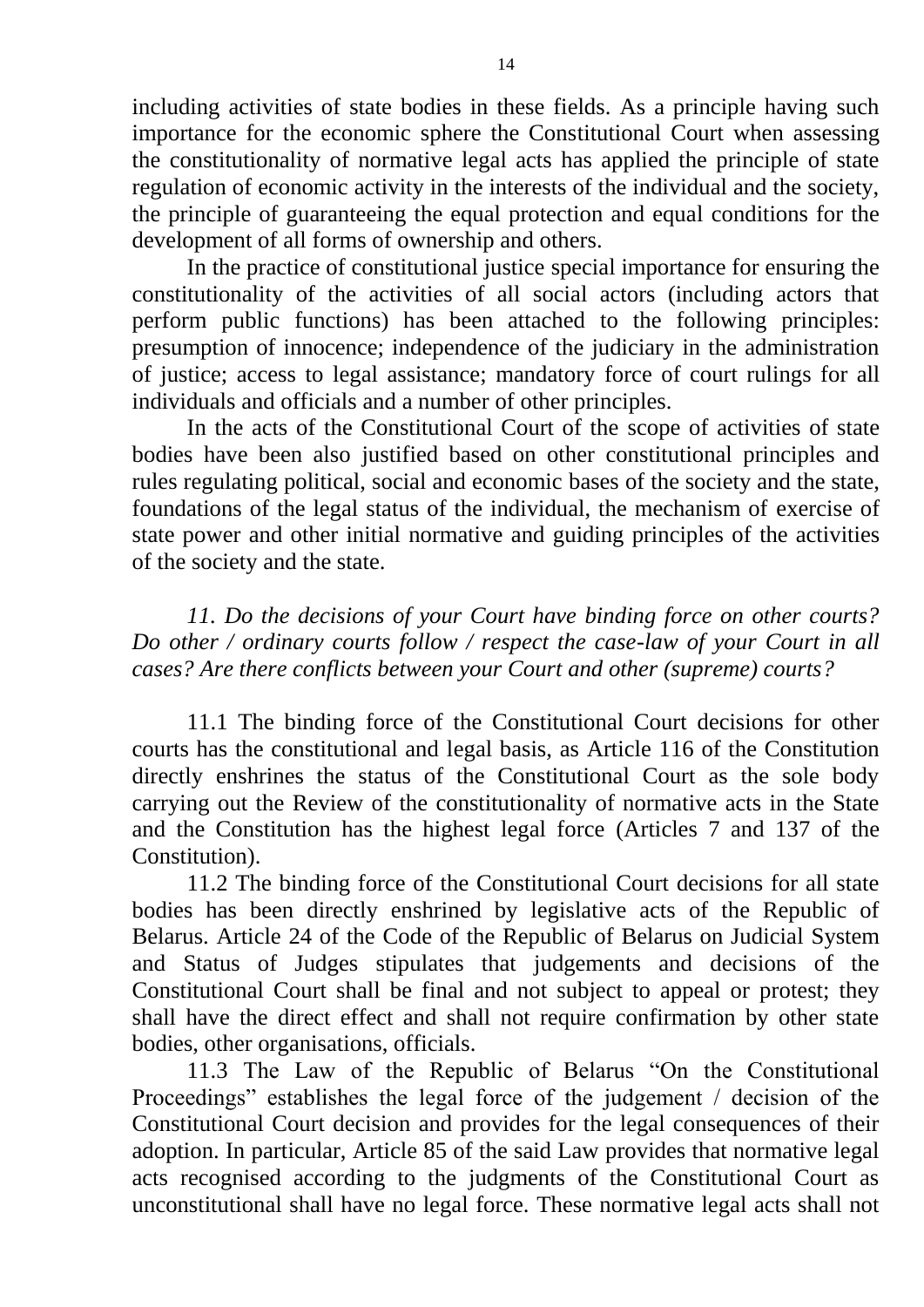including activities of state bodies in these fields. As a principle having such importance for the economic sphere the Constitutional Court when assessing the constitutionality of normative legal acts has applied the principle of state regulation of economic activity in the interests of the individual and the society, the principle of guaranteeing the equal protection and equal conditions for the development of all forms of ownership and others.

In the practice of constitutional justice special importance for ensuring the constitutionality of the activities of all social actors (including actors that perform public functions) has been attached to the following principles: presumption of innocence; independence of the judiciary in the administration of justice; access to legal assistance; mandatory force of court rulings for all individuals and officials and a number of other principles.

In the acts of the Constitutional Court of the scope of activities of state bodies have been also justified based on other constitutional principles and rules regulating political, social and economic bases of the society and the state, foundations of the legal status of the individual, the mechanism of exercise of state power and other initial normative and guiding principles of the activities of the society and the state.

*11. Do the decisions of your Court have binding force on other courts? Do other / ordinary courts follow / respect the case-law of your Court in all cases? Are there conflicts between your Court and other (supreme) courts?*

11.1 The binding force of the Constitutional Court decisions for other courts has the constitutional and legal basis, as Article 116 of the Constitution directly enshrines the status of the Constitutional Court as the sole body carrying out the Review of the constitutionality of normative acts in the State and the Constitution has the highest legal force (Articles 7 and 137 of the Constitution).

11.2 The binding force of the Constitutional Court decisions for all state bodies has been directly enshrined by legislative acts of the Republic of Belarus. Article 24 of the Code of the Republic of Belarus on Judicial System and Status of Judges stipulates that judgements and decisions of the Constitutional Court shall be final and not subject to appeal or protest; they shall have the direct effect and shall not require confirmation by other state bodies, other organisations, officials.

11.3 The Law of the Republic of Belarus "On the Constitutional Proceedings" establishes the legal force of the judgement / decision of the Constitutional Court decision and provides for the legal consequences of their adoption. In particular, Article 85 of the said Law provides that normative legal acts recognised according to the judgments of the Constitutional Court as unconstitutional shall have no legal force. These normative legal acts shall not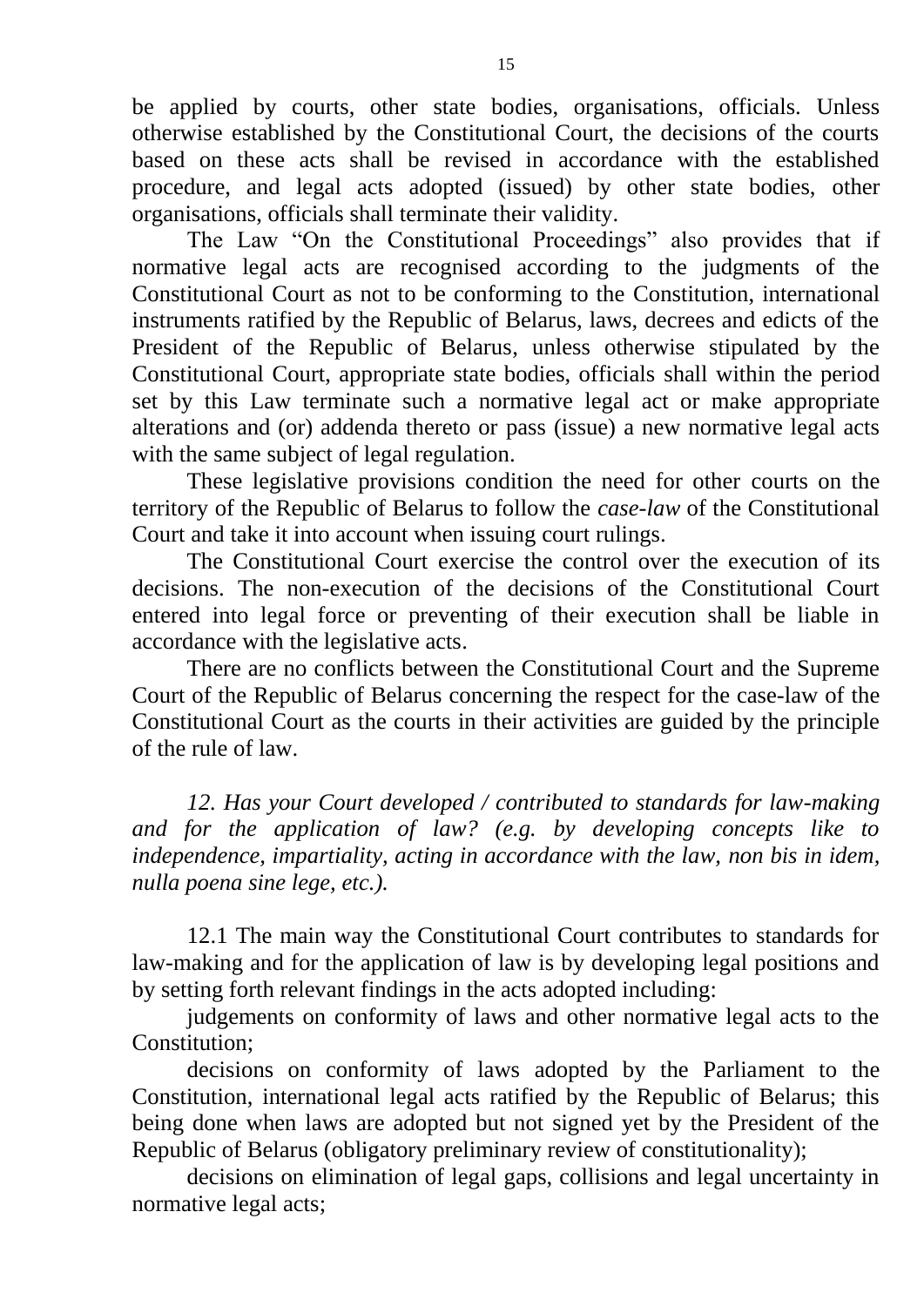be applied by courts, other state bodies, organisations, officials. Unless otherwise established by the Constitutional Court, the decisions of the courts based on these acts shall be revised in accordance with the established procedure, and legal acts adopted (issued) by other state bodies, other organisations, officials shall terminate their validity.

The Law "On the Constitutional Proceedings" also provides that if normative legal acts are recognised according to the judgments of the Constitutional Court as not to be conforming to the Constitution, international instruments ratified by the Republic of Belarus, laws, decrees and edicts of the President of the Republic of Belarus, unless otherwise stipulated by the Constitutional Court, appropriate state bodies, officials shall within the period set by this Law terminate such a normative legal act or make appropriate alterations and (or) addenda thereto or pass (issue) a new normative legal acts with the same subject of legal regulation.

These legislative provisions condition the need for other courts on the territory of the Republic of Belarus to follow the *case-law* of the Constitutional Court and take it into account when issuing court rulings.

The Constitutional Court exercise the control over the execution of its decisions. The non-execution of the decisions of the Constitutional Court entered into legal force or preventing of their execution shall be liable in accordance with the legislative acts.

There are no conflicts between the Constitutional Court and the Supreme Court of the Republic of Belarus concerning the respect for the case-law of the Constitutional Court as the courts in their activities are guided by the principle of the rule of law.

*12. Has your Court developed / contributed to standards for law-making and for the application of law? (e.g. by developing concepts like to independence, impartiality, acting in accordance with the law, non bis in idem, nulla poena sine lege, etc.).*

12.1 The main way the Constitutional Court contributes to standards for law-making and for the application of law is by developing legal positions and by setting forth relevant findings in the acts adopted including:

judgements on conformity of laws and other normative legal acts to the Constitution;

decisions on conformity of laws adopted by the Parliament to the Constitution, international legal acts ratified by the Republic of Belarus; this being done when laws are adopted but not signed yet by the President of the Republic of Belarus (obligatory preliminary review of constitutionality);

decisions on elimination of legal gaps, collisions and legal uncertainty in normative legal acts;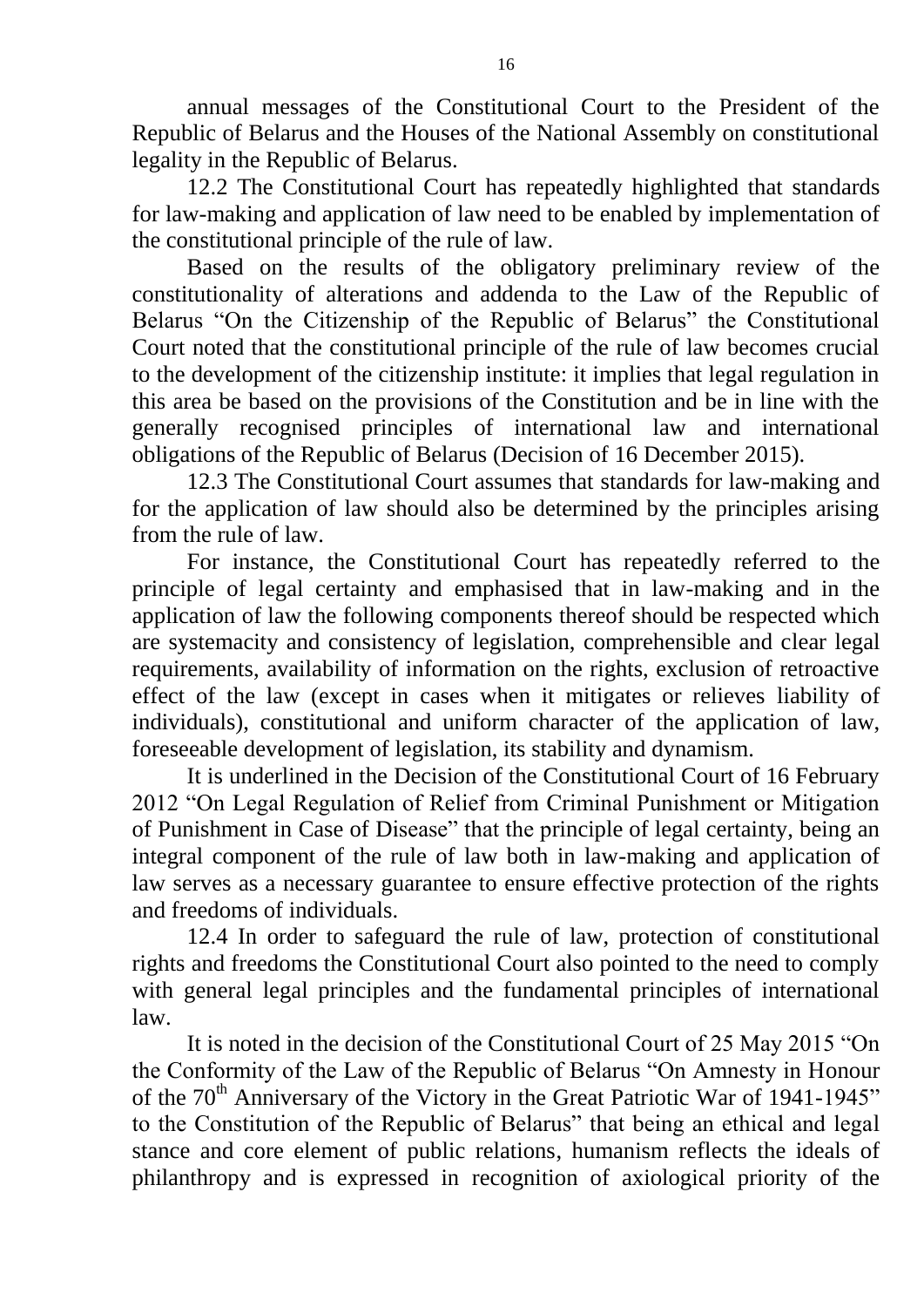annual messages of the Constitutional Court to the President of the Republic of Belarus and the Houses of the National Assembly on constitutional legality in the Republic of Belarus.

12.2 The Constitutional Court has repeatedly highlighted that standards for law-making and application of law need to be enabled by implementation of the constitutional principle of the rule of law.

Based on the results of the obligatory preliminary review of the constitutionality of alterations and addenda to the Law of the Republic of Belarus "On the Citizenship of the Republic of Belarus" the Constitutional Court noted that the constitutional principle of the rule of law becomes crucial to the development of the citizenship institute: it implies that legal regulation in this area be based on the provisions of the Constitution and be in line with the generally recognised principles of international law and international obligations of the Republic of Belarus (Decision of 16 December 2015).

12.3 The Constitutional Court assumes that standards for law-making and for the application of law should also be determined by the principles arising from the rule of law.

For instance, the Constitutional Court has repeatedly referred to the principle of legal certainty and emphasised that in law-making and in the application of law the following components thereof should be respected which are systemacity and consistency of legislation, comprehensible and clear legal requirements, availability of information on the rights, exclusion of retroactive effect of the law (except in cases when it mitigates or relieves liability of individuals), constitutional and uniform character of the application of law, foreseeable development of legislation, its stability and dynamism.

It is underlined in the Decision of the Constitutional Court of 16 February 2012 "On Legal Regulation of Relief from Criminal Punishment or Mitigation of Punishment in Case of Disease" that the principle of legal certainty, being an integral component of the rule of law both in law-making and application of law serves as a necessary guarantee to ensure effective protection of the rights and freedoms of individuals.

12.4 In order to safeguard the rule of law, protection of constitutional rights and freedoms the Constitutional Court also pointed to the need to comply with general legal principles and the fundamental principles of international law.

It is noted in the decision of the Constitutional Court of 25 May 2015 "On the Conformity of the Law of the Republic of Belarus "On Amnesty in Honour of the 70th Anniversary of the Victory in the Great Patriotic War of 1941-1945" to the Constitution of the Republic of Belarus" that being an ethical and legal stance and core element of public relations, humanism reflects the ideals of philanthropy and is expressed in recognition of axiological priority of the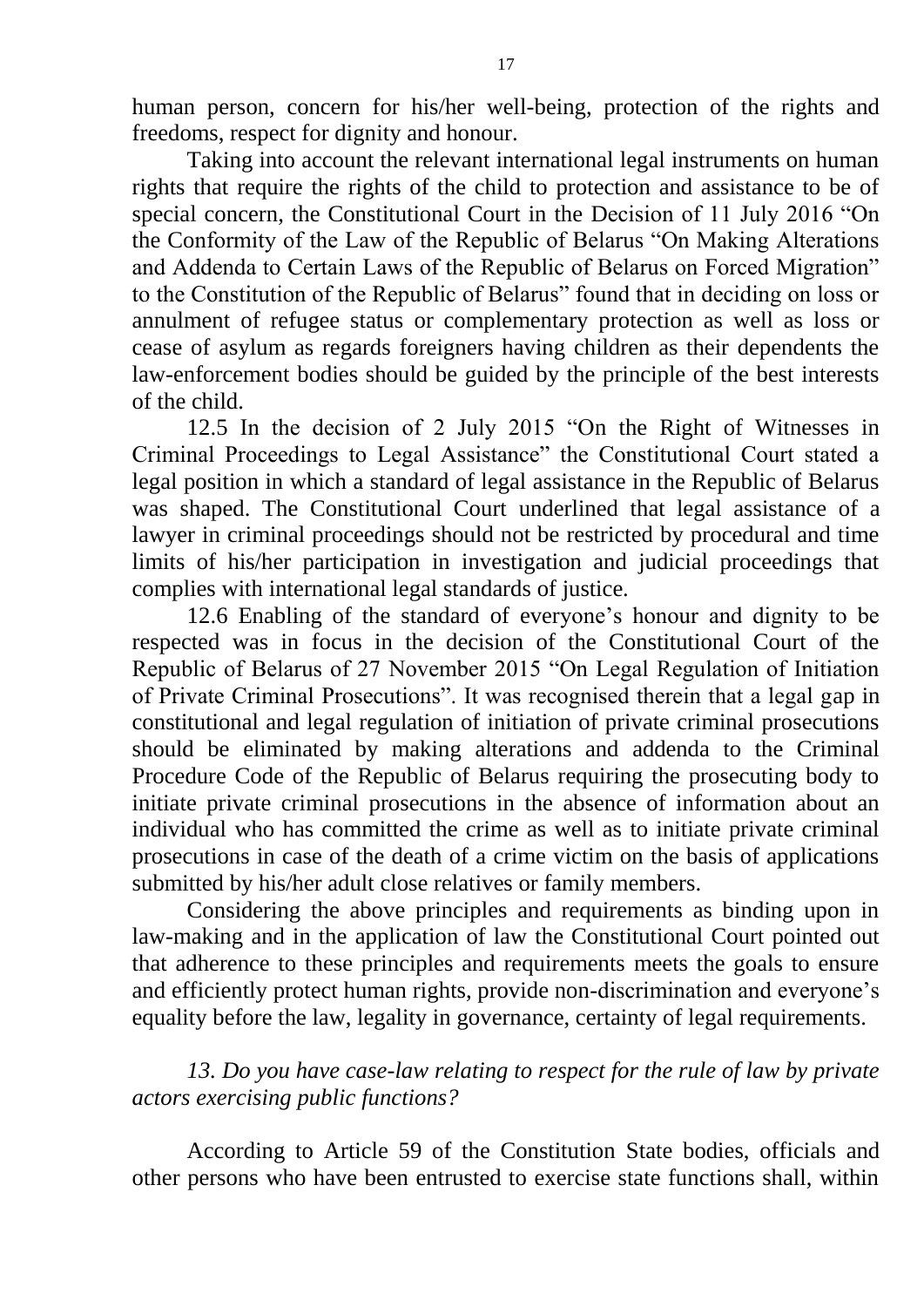human person, concern for his/her well-being, protection of the rights and freedoms, respect for dignity and honour.

Taking into account the relevant international legal instruments on human rights that require the rights of the child to protection and assistance to be of special concern, the Constitutional Court in the Decision of 11 July 2016 "On the Conformity of the Law of the Republic of Belarus "On Making Alterations and Addenda to Certain Laws of the Republic of Belarus on Forced Migration" to the Constitution of the Republic of Belarus" found that in deciding on loss or annulment of refugee status or complementary protection as well as loss or cease of asylum as regards foreigners having children as their dependents the law-enforcement bodies should be guided by the principle of the best interests of the child.

12.5 In the decision of 2 July 2015 "On the Right of Witnesses in Criminal Proceedings to Legal Assistance" the Constitutional Court stated a legal position in which a standard of legal assistance in the Republic of Belarus was shaped. The Constitutional Court underlined that legal assistance of a lawyer in criminal proceedings should not be restricted by procedural and time limits of his/her participation in investigation and judicial proceedings that complies with international legal standards of justice.

12.6 Enabling of the standard of everyone's honour and dignity to be respected was in focus in the decision of the Constitutional Court of the Republic of Belarus of 27 November 2015 "On Legal Regulation of Initiation of Private Criminal Prosecutions". It was recognised therein that a legal gap in constitutional and legal regulation of initiation of private criminal prosecutions should be eliminated by making alterations and addenda to the Criminal Procedure Code of the Republic of Belarus requiring the prosecuting body to initiate private criminal prosecutions in the absence of information about an individual who has committed the crime as well as to initiate private criminal prosecutions in case of the death of a crime victim on the basis of applications submitted by his/her adult close relatives or family members.

Considering the above principles and requirements as binding upon in law-making and in the application of law the Constitutional Court pointed out that adherence to these principles and requirements meets the goals to ensure and efficiently protect human rights, provide non-discrimination and everyone's equality before the law, legality in governance, certainty of legal requirements.

*13. Do you have case-law relating to respect for the rule of law by private actors exercising public functions?*

According to Article 59 of the Constitution State bodies, officials and other persons who have been entrusted to exercise state functions shall, within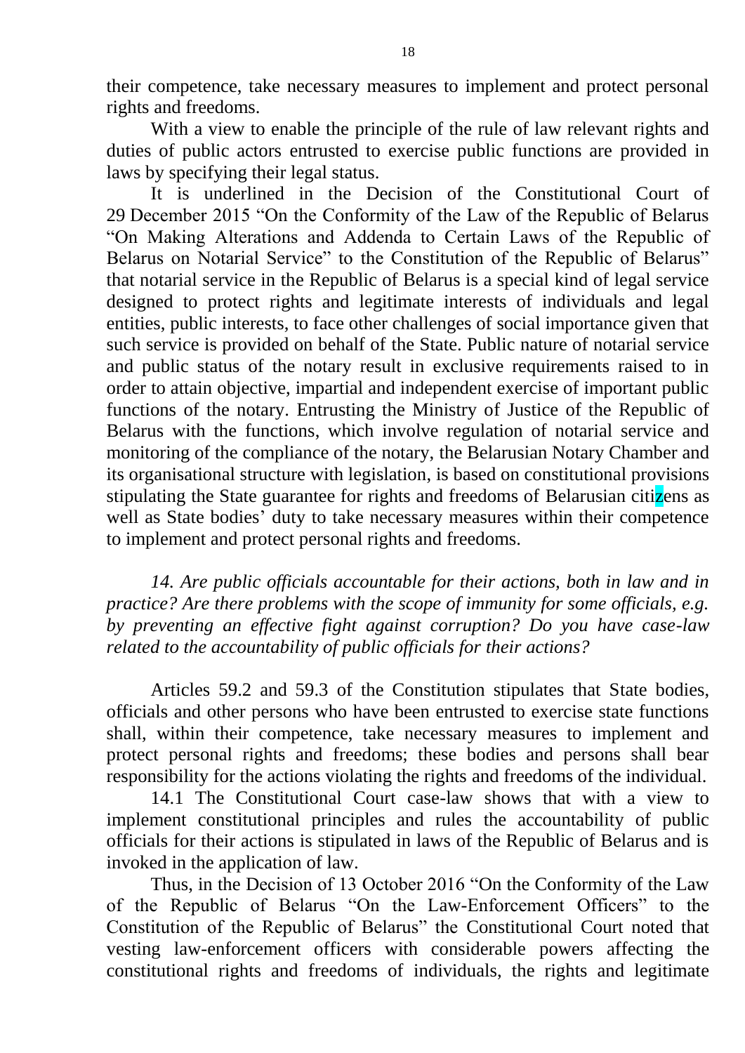their competence, take necessary measures to implement and protect personal rights and freedoms.

With a view to enable the principle of the rule of law relevant rights and duties of public actors entrusted to exercise public functions are provided in laws by specifying their legal status.

It is underlined in the Decision of the Constitutional Court of 29 December 2015 "On the Conformity of the Law of the Republic of Belarus "On Making Alterations and Addenda to Certain Laws of the Republic of Belarus on Notarial Service" to the Constitution of the Republic of Belarus" that notarial service in the Republic of Belarus is a special kind of legal service designed to protect rights and legitimate interests of individuals and legal entities, public interests, to face other challenges of social importance given that such service is provided on behalf of the State. Public nature of notarial service and public status of the notary result in exclusive requirements raised to in order to attain objective, impartial and independent exercise of important public functions of the notary. Entrusting the Ministry of Justice of the Republic of Belarus with the functions, which involve regulation of notarial service and monitoring of the compliance of the notary, the Belarusian Notary Chamber and its organisational structure with legislation, is based on constitutional provisions stipulating the State guarantee for rights and freedoms of Belarusian citizens as well as State bodies' duty to take necessary measures within their competence to implement and protect personal rights and freedoms.

*14. Are public officials accountable for their actions, both in law and in practice? Are there problems with the scope of immunity for some officials, e.g. by preventing an effective fight against corruption? Do you have case-law related to the accountability of public officials for their actions?*

Articles 59.2 and 59.3 of the Constitution stipulates that State bodies, officials and other persons who have been entrusted to exercise state functions shall, within their competence, take necessary measures to implement and protect personal rights and freedoms; these bodies and persons shall bear responsibility for the actions violating the rights and freedoms of the individual.

14.1 The Constitutional Court case-law shows that with a view to implement constitutional principles and rules the accountability of public officials for their actions is stipulated in laws of the Republic of Belarus and is invoked in the application of law.

Thus, in the Decision of 13 October 2016 "On the Conformity of the Law of the Republic of Belarus "On the Law-Enforcement Officers" to the Constitution of the Republic of Belarus" the Constitutional Court noted that vesting law-enforcement officers with considerable powers affecting the constitutional rights and freedoms of individuals, the rights and legitimate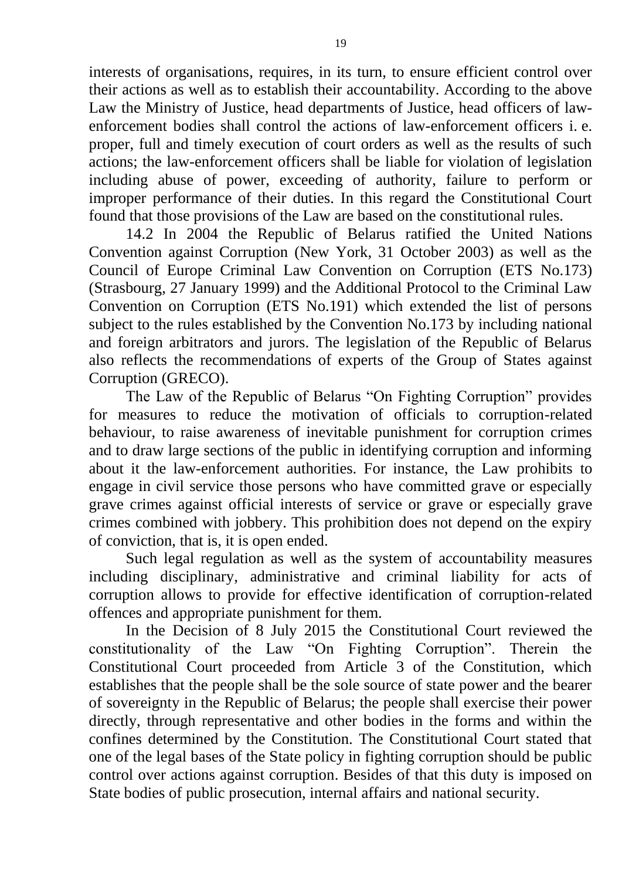interests of organisations, requires, in its turn, to ensure efficient control over their actions as well as to establish their accountability. According to the above Law the Ministry of Justice, head departments of Justice, head officers of law-enforcement bodies shall control the actions of law-enforcement officers i. e. proper, full and timely execution of court orders as well as the results of such actions; the law-enforcement officers shall be liable for violation of legislation including abuse of power, exceeding of authority, failure to perform or improper performance of their duties. In this regard the Constitutional Court found that those provisions of the Law are based on the constitutional rules.

14.2 In 2004 the Republic of Belarus ratified the United Nations Convention against Corruption (New York, 31 October 2003) as well as the Council of Europe Criminal Law Convention on Corruption (ETS No.173) (Strasbourg, 27 January 1999) and the Additional Protocol to the Criminal Law Convention on Corruption (ETS No.191) which extended the list of persons subject to the rules established by the Convention No.173 by including national and foreign arbitrators and jurors. The legislation of the Republic of Belarus also reflects the recommendations of experts of the Group of States against Corruption (GRECO).

The Law of the Republic of Belarus "On Fighting Corruption" provides for measures to reduce the motivation of officials to corruption-related behaviour, to raise awareness of inevitable punishment for corruption crimes and to draw large sections of the public in identifying corruption and informing about it the law-enforcement authorities. For instance, the Law prohibits to engage in civil service those persons who have committed grave or especially grave crimes against official interests of service or grave or especially grave crimes combined with jobbery. This prohibition does not depend on the expiry of conviction, that is, it is open ended.

Such legal regulation as well as the system of accountability measures including disciplinary, administrative and criminal liability for acts of corruption allows to provide for effective identification of corruption-related offences and appropriate punishment for them.

In the Decision of 8 July 2015 the Constitutional Court reviewed the constitutionality of the Law "On Fighting Corruption". Therein the Constitutional Court proceeded from Article 3 of the Constitution, which establishes that the people shall be the sole source of state power and the bearer of sovereignty in the Republic of Belarus; the people shall exercise their power directly, through representative and other bodies in the forms and within the confines determined by the Constitution. The Constitutional Court stated that one of the legal bases of the State policy in fighting corruption should be public control over actions against corruption. Besides of that this duty is imposed on State bodies of public prosecution, internal affairs and national security.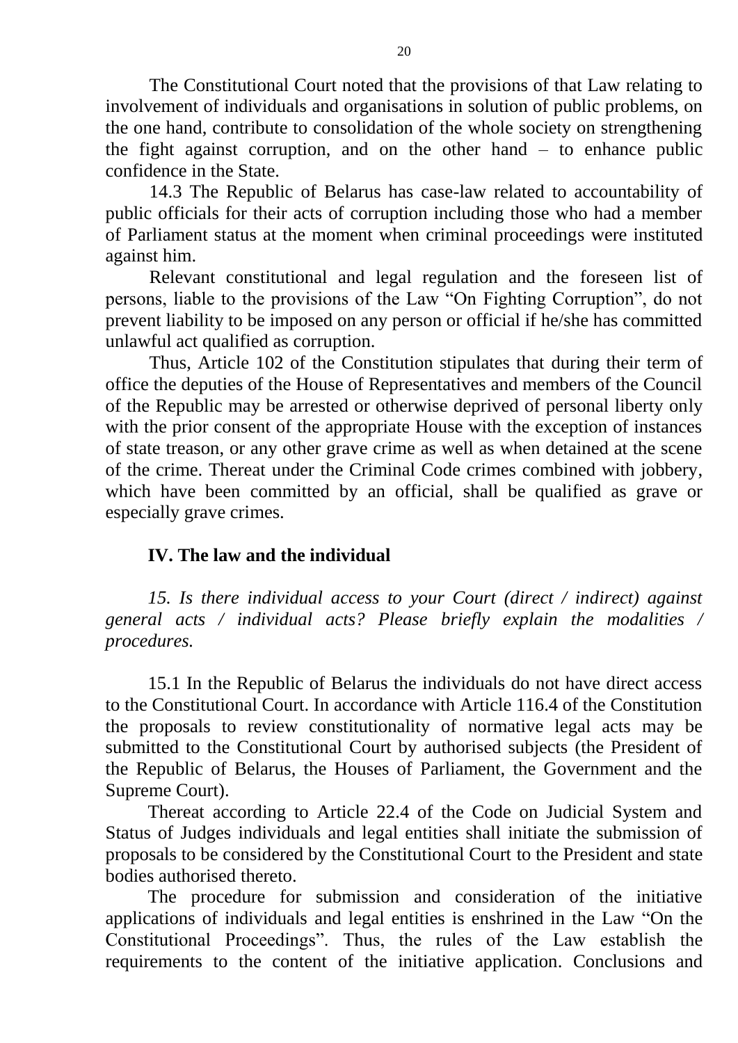The Constitutional Court noted that the provisions of that Law relating to involvement of individuals and organisations in solution of public problems, on the one hand, contribute to consolidation of the whole society on strengthening the fight against corruption, and on the other hand – to enhance public confidence in the State.

14.3 The Republic of Belarus has case-law related to accountability of public officials for their acts of corruption including those who had a member of Parliament status at the moment when criminal proceedings were instituted against him.

Relevant constitutional and legal regulation and the foreseen list of persons, liable to the provisions of the Law "On Fighting Corruption", do not prevent liability to be imposed on any person or official if he/she has committed unlawful act qualified as corruption.

Thus, Article 102 of the Constitution stipulates that during their term of office the deputies of the House of Representatives and members of the Council of the Republic may be arrested or otherwise deprived of personal liberty only with the prior consent of the appropriate House with the exception of instances of state treason, or any other grave crime as well as when detained at the scene of the crime. Thereat under the Criminal Code crimes combined with jobbery, which have been committed by an official, shall be qualified as grave or especially grave crimes.

## IV. The law and the individual

*15. Is there individual access to your Court (direct / indirect) against general acts / individual acts? Please briefly explain the modalities / procedures.*

15.1 In the Republic of Belarus the individuals do not have direct access to the Constitutional Court. In accordance with Article 116.4 of the Constitution the proposals to review constitutionality of normative legal acts may be submitted to the Constitutional Court by authorised subjects (the President of the Republic of Belarus, the Houses of Parliament, the Government and the Supreme Court).

Thereat according to Article 22.4 of the Code on Judicial System and Status of Judges individuals and legal entities shall initiate the submission of proposals to be considered by the Constitutional Court to the President and state bodies authorised thereto.

The procedure for submission and consideration of the initiative applications of individuals and legal entities is enshrined in the Law "On the Constitutional Proceedings". Thus, the rules of the Law establish the requirements to the content of the initiative application. Conclusions and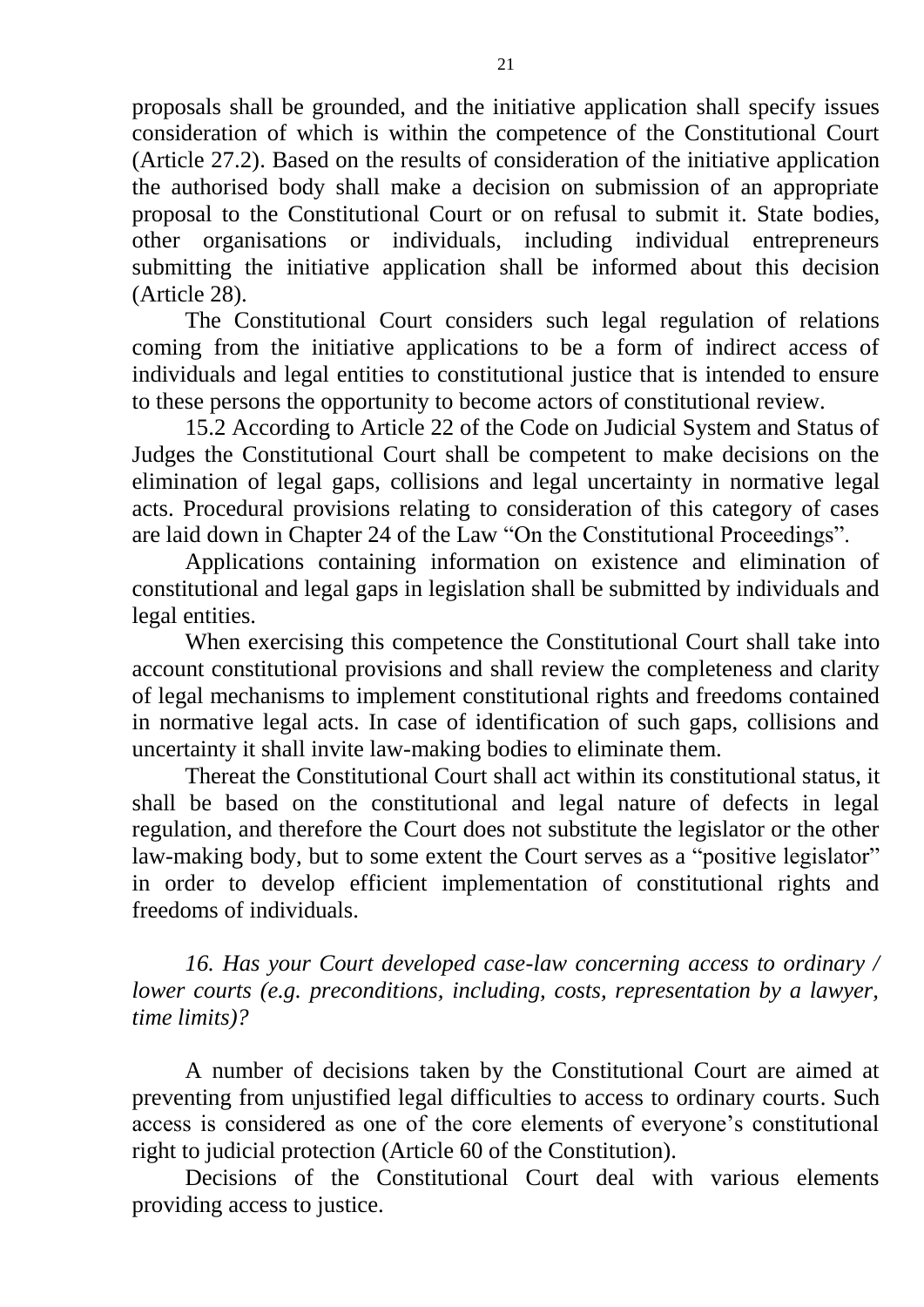proposals shall be grounded, and the initiative application shall specify issues consideration of which is within the competence of the Constitutional Court (Article 27.2). Based on the results of consideration of the initiative application the authorised body shall make a decision on submission of an appropriate proposal to the Constitutional Court or on refusal to submit it. State bodies, other organisations or individuals, including individual entrepreneurs submitting the initiative application shall be informed about this decision (Article 28).

The Constitutional Court considers such legal regulation of relations coming from the initiative applications to be a form of indirect access of individuals and legal entities to constitutional justice that is intended to ensure to these persons the opportunity to become actors of constitutional review.

15.2 According to Article 22 of the Code on Judicial System and Status of Judges the Constitutional Court shall be competent to make decisions on the elimination of legal gaps, collisions and legal uncertainty in normative legal acts. Procedural provisions relating to consideration of this category of cases are laid down in Chapter 24 of the Law "On the Constitutional Proceedings".

Applications containing information on existence and elimination of constitutional and legal gaps in legislation shall be submitted by individuals and legal entities.

When exercising this competence the Constitutional Court shall take into account constitutional provisions and shall review the completeness and clarity of legal mechanisms to implement constitutional rights and freedoms contained in normative legal acts. In case of identification of such gaps, collisions and uncertainty it shall invite law-making bodies to eliminate them.

Thereat the Constitutional Court shall act within its constitutional status, it shall be based on the constitutional and legal nature of defects in legal regulation, and therefore the Court does not substitute the legislator or the other law-making body, but to some extent the Court serves as a "positive legislator" in order to develop efficient implementation of constitutional rights and freedoms of individuals.

*16. Has your Court developed case-law concerning access to ordinary / lower courts (e.g. preconditions, including, costs, representation by a lawyer, time limits)?*

A number of decisions taken by the Constitutional Court are aimed at preventing from unjustified legal difficulties to access to ordinary courts. Such access is considered as one of the core elements of everyone's constitutional right to judicial protection (Article 60 of the Constitution).

Decisions of the Constitutional Court deal with various elements providing access to justice.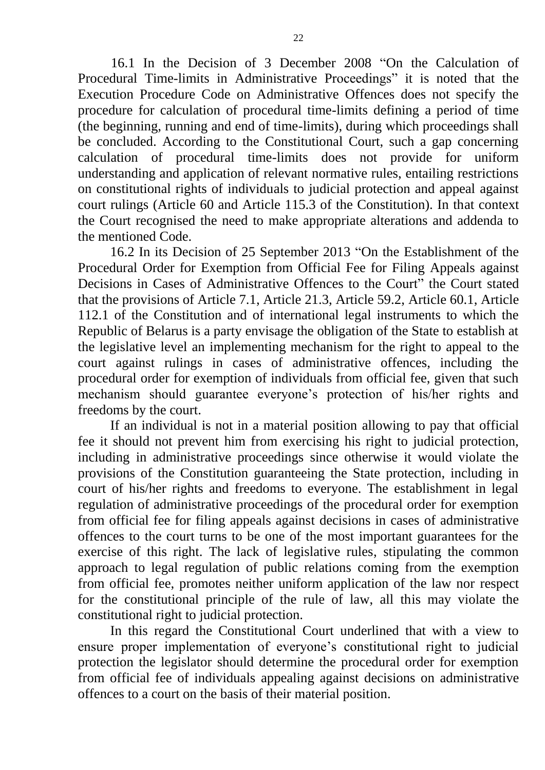16.1 In the Decision of 3 December 2008 "On the Calculation of Procedural Time-limits in Administrative Proceedings" it is noted that the Execution Procedure Code on Administrative Offences does not specify the procedure for calculation of procedural time-limits defining a period of time (the beginning, running and end of time-limits), during which proceedings shall be concluded. According to the Constitutional Court, such a gap concerning calculation of procedural time-limits does not provide for uniform understanding and application of relevant normative rules, entailing restrictions on constitutional rights of individuals to judicial protection and appeal against court rulings (Article 60 and Article 115.3 of the Constitution). In that context the Court recognised the need to make appropriate alterations and addenda to the mentioned Code.

16.2 In its Decision of 25 September 2013 "On the Establishment of the Procedural Order for Exemption from Official Fee for Filing Appeals against Decisions in Cases of Administrative Offences to the Court" the Court stated that the provisions of Article 7.1, Article 21.3, Article 59.2, Article 60.1, Article 112.1 of the Constitution and of international legal instruments to which the Republic of Belarus is a party envisage the obligation of the State to establish at the legislative level an implementing mechanism for the right to appeal to the court against rulings in cases of administrative offences, including the procedural order for exemption of individuals from official fee, given that such mechanism should guarantee everyone's protection of his/her rights and freedoms by the court.

If an individual is not in a material position allowing to pay that official fee it should not prevent him from exercising his right to judicial protection, including in administrative proceedings since otherwise it would violate the provisions of the Constitution guaranteeing the State protection, including in court of his/her rights and freedoms to everyone. The establishment in legal regulation of administrative proceedings of the procedural order for exemption from official fee for filing appeals against decisions in cases of administrative offences to the court turns to be one of the most important guarantees for the exercise of this right. The lack of legislative rules, stipulating the common approach to legal regulation of public relations coming from the exemption from official fee, promotes neither uniform application of the law nor respect for the constitutional principle of the rule of law, all this may violate the constitutional right to judicial protection.

In this regard the Constitutional Court underlined that with a view to ensure proper implementation of everyone's constitutional right to judicial protection the legislator should determine the procedural order for exemption from official fee of individuals appealing against decisions on administrative offences to a court on the basis of their material position.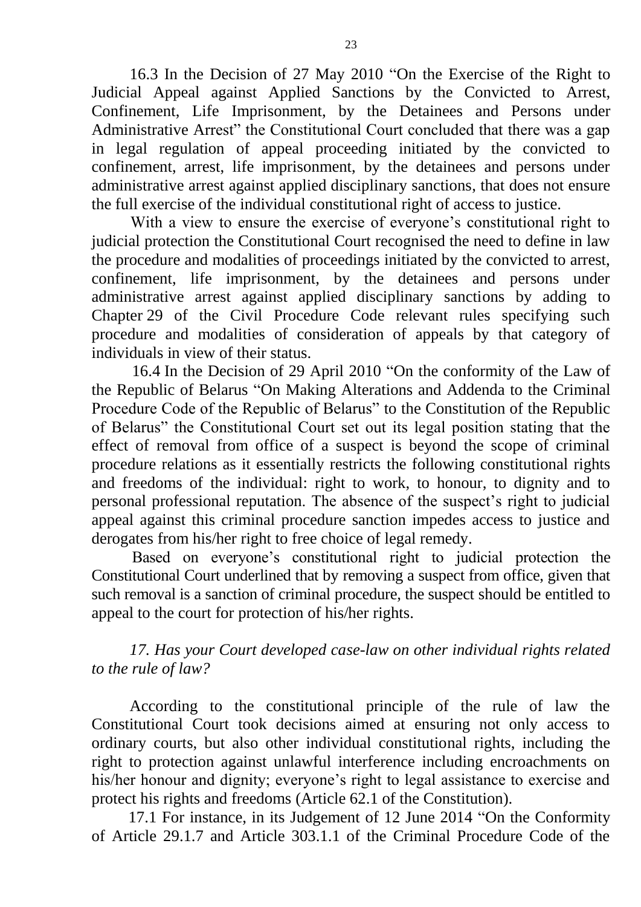16.3 In the Decision of 27 May 2010 "On the Exercise of the Right to Judicial Appeal against Applied Sanctions by the Convicted to Arrest, Confinement, Life Imprisonment, by the Detainees and Persons under Administrative Arrest" the Constitutional Court concluded that there was a gap in legal regulation of appeal proceeding initiated by the convicted to confinement, arrest, life imprisonment, by the detainees and persons under administrative arrest against applied disciplinary sanctions, that does not ensure the full exercise of the individual constitutional right of access to justice.

With a view to ensure the exercise of everyone's constitutional right to judicial protection the Constitutional Court recognised the need to define in law the procedure and modalities of proceedings initiated by the convicted to arrest, confinement, life imprisonment, by the detainees and persons under administrative arrest against applied disciplinary sanctions by adding to Chapter 29 of the Civil Procedure Code relevant rules specifying such procedure and modalities of consideration of appeals by that category of individuals in view of their status.

16.4 In the Decision of 29 April 2010 "On the conformity of the Law of the Republic of Belarus "On Making Alterations and Addenda to the Criminal Procedure Code of the Republic of Belarus" to the Constitution of the Republic of Belarus" the Constitutional Court set out its legal position stating that the effect of removal from office of a suspect is beyond the scope of criminal procedure relations as it essentially restricts the following constitutional rights and freedoms of the individual: right to work, to honour, to dignity and to personal professional reputation. The absence of the suspect's right to judicial appeal against this criminal procedure sanction impedes access to justice and derogates from his/her right to free choice of legal remedy.

Based on everyone's constitutional right to judicial protection the Constitutional Court underlined that by removing a suspect from office, given that such removal is a sanction of criminal procedure, the suspect should be entitled to appeal to the court for protection of his/her rights.

*17. Has your Court developed case-law on other individual rights related to the rule of law?*

According to the constitutional principle of the rule of law the Constitutional Court took decisions aimed at ensuring not only access to ordinary courts, but also other individual constitutional rights, including the right to protection against unlawful interference including encroachments on his/her honour and dignity; everyone's right to legal assistance to exercise and protect his rights and freedoms (Article 62.1 of the Constitution).

17.1 For instance, in its Judgement of 12 June 2014 "On the Conformity of Article 29.1.7 and Article 303.1.1 of the Criminal Procedure Code of the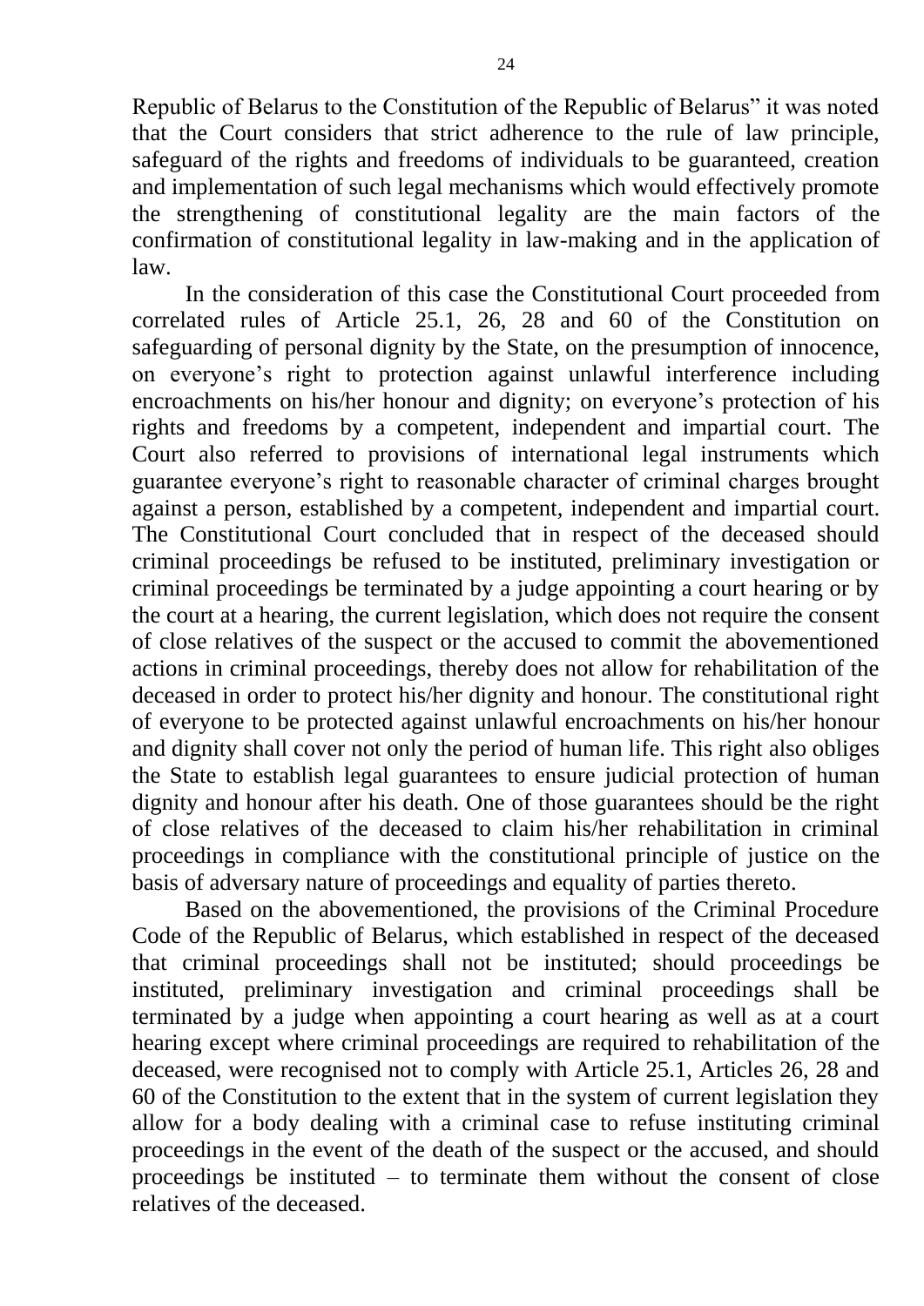Republic of Belarus to the Constitution of the Republic of Belarus" it was noted that the Court considers that strict adherence to the rule of law principle, safeguard of the rights and freedoms of individuals to be guaranteed, creation and implementation of such legal mechanisms which would effectively promote the strengthening of constitutional legality are the main factors of the confirmation of constitutional legality in law-making and in the application of law.

In the consideration of this case the Constitutional Court proceeded from correlated rules of Article 25.1, 26, 28 and 60 of the Constitution on safeguarding of personal dignity by the State, on the presumption of innocence, on everyone's right to protection against unlawful interference including encroachments on his/her honour and dignity; on everyone's protection of his rights and freedoms by a competent, independent and impartial court. The Court also referred to provisions of international legal instruments which guarantee everyone's right to reasonable character of criminal charges brought against a person, established by a competent, independent and impartial court. The Constitutional Court concluded that in respect of the deceased should criminal proceedings be refused to be instituted, preliminary investigation or criminal proceedings be terminated by a judge appointing a court hearing or by the court at a hearing, the current legislation, which does not require the consent of close relatives of the suspect or the accused to commit the abovementioned actions in criminal proceedings, thereby does not allow for rehabilitation of the deceased in order to protect his/her dignity and honour. The constitutional right of everyone to be protected against unlawful encroachments on his/her honour and dignity shall cover not only the period of human life. This right also obliges the State to establish legal guarantees to ensure judicial protection of human dignity and honour after his death. One of those guarantees should be the right of close relatives of the deceased to claim his/her rehabilitation in criminal proceedings in compliance with the constitutional principle of justice on the basis of adversary nature of proceedings and equality of parties thereto.

Based on the abovementioned, the provisions of the Criminal Procedure Code of the Republic of Belarus, which established in respect of the deceased that criminal proceedings shall not be instituted; should proceedings be instituted, preliminary investigation and criminal proceedings shall be terminated by a judge when appointing a court hearing as well as at a court hearing except where criminal proceedings are required to rehabilitation of the deceased, were recognised not to comply with Article 25.1, Articles 26, 28 and 60 of the Constitution to the extent that in the system of current legislation they allow for a body dealing with a criminal case to refuse instituting criminal proceedings in the event of the death of the suspect or the accused, and should proceedings be instituted – to terminate them without the consent of close relatives of the deceased.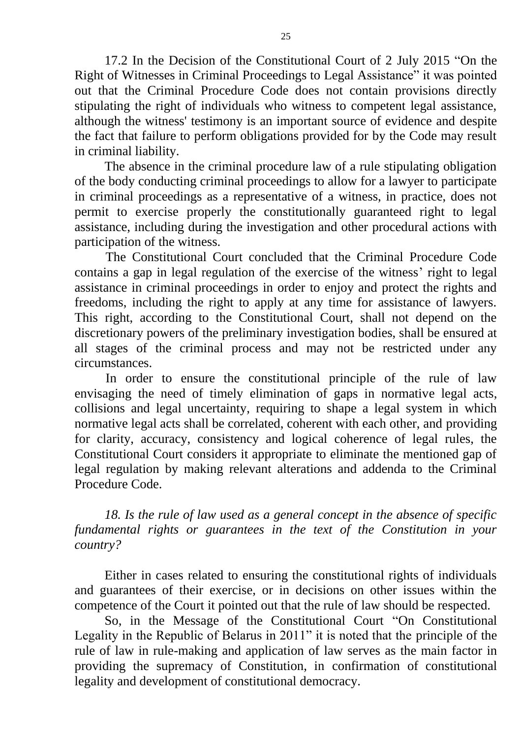17.2 In the Decision of the Constitutional Court of 2 July 2015 "On the Right of Witnesses in Criminal Proceedings to Legal Assistance" it was pointed out that the Criminal Procedure Code does not contain provisions directly stipulating the right of individuals who witness to competent legal assistance, although the witness' testimony is an important source of evidence and despite the fact that failure to perform obligations provided for by the Code may result in criminal liability.

The absence in the criminal procedure law of a rule stipulating obligation of the body conducting criminal proceedings to allow for a lawyer to participate in criminal proceedings as a representative of a witness, in practice, does not permit to exercise properly the constitutionally guaranteed right to legal assistance, including during the investigation and other procedural actions with participation of the witness.

The Constitutional Court concluded that the Criminal Procedure Code contains a gap in legal regulation of the exercise of the witness' right to legal assistance in criminal proceedings in order to enjoy and protect the rights and freedoms, including the right to apply at any time for assistance of lawyers. This right, according to the Constitutional Court, shall not depend on the discretionary powers of the preliminary investigation bodies, shall be ensured at all stages of the criminal process and may not be restricted under any circumstances.

In order to ensure the constitutional principle of the rule of law envisaging the need of timely elimination of gaps in normative legal acts, collisions and legal uncertainty, requiring to shape a legal system in which normative legal acts shall be correlated, coherent with each other, and providing for clarity, accuracy, consistency and logical coherence of legal rules, the Constitutional Court considers it appropriate to eliminate the mentioned gap of legal regulation by making relevant alterations and addenda to the Criminal Procedure Code.

*18. Is the rule of law used as a general concept in the absence of specific fundamental rights or guarantees in the text of the Constitution in your country?*

Either in cases related to ensuring the constitutional rights of individuals and guarantees of their exercise, or in decisions on other issues within the competence of the Court it pointed out that the rule of law should be respected.

So, in the Message of the Constitutional Court "On Constitutional Legality in the Republic of Belarus in 2011" it is noted that the principle of the rule of law in rule-making and application of law serves as the main factor in providing the supremacy of Constitution, in confirmation of constitutional legality and development of constitutional democracy.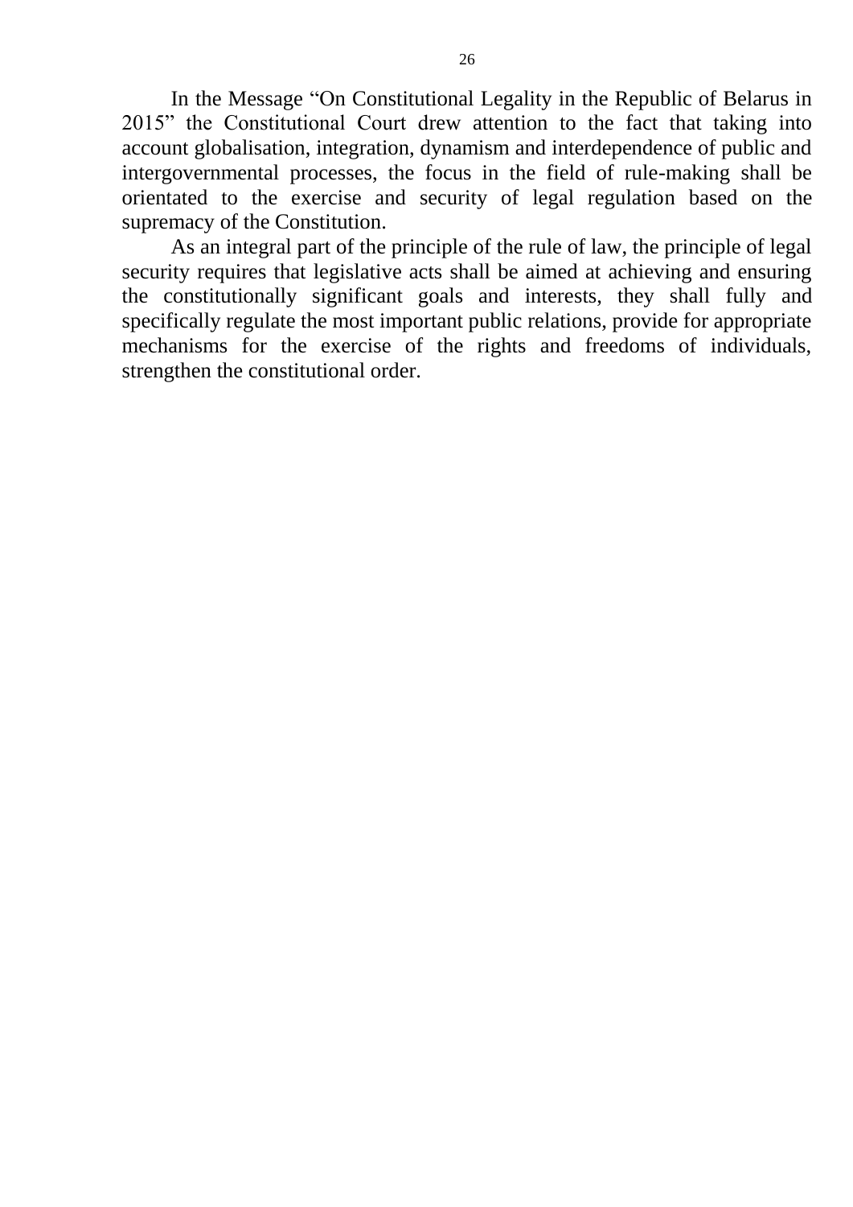In the Message "On Constitutional Legality in the Republic of Belarus in 2015" the Constitutional Court drew attention to the fact that taking into account globalisation, integration, dynamism and interdependence of public and intergovernmental processes, the focus in the field of rule-making shall be orientated to the exercise and security of legal regulation based on the supremacy of the Constitution.

As an integral part of the principle of the rule of law, the principle of legal security requires that legislative acts shall be aimed at achieving and ensuring the constitutionally significant goals and interests, they shall fully and specifically regulate the most important public relations, provide for appropriate mechanisms for the exercise of the rights and freedoms of individuals, strengthen the constitutional order.